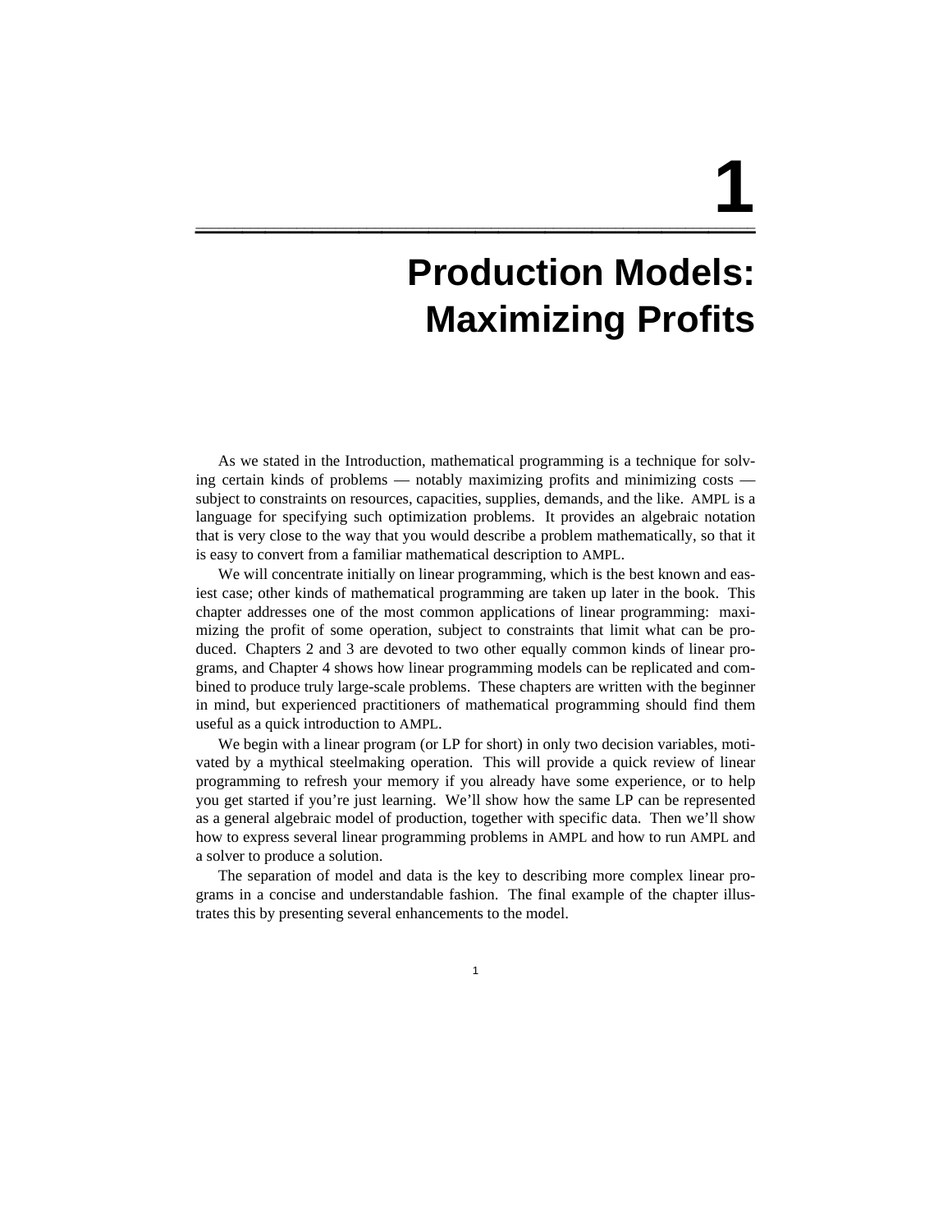# 1

# Production Models: Maximizing Profits

As we stated in the Introduction, mathematical programming is a technique for solving certain kinds of problems — notably maximizing profits and minimizing costs — subject to constraints on resources, capacities, supplies, demands, and the like. AMPL is a language for specifying such optimization problems. It provides an algebraic notation that is very close to the way that you would describe a problem mathematically, so that it is easy to convert from a familiar mathematical description to AMPL.

We will concentrate initially on linear programming, which is the best known and easiest case; other kinds of mathematical programming are taken up later in the book. This chapter addresses one of the most common applications of linear programming: maximizing the profit of some operation, subject to constraints that limit what can be produced. Chapters 2 and 3 are devoted to two other equally common kinds of linear programs, and Chapter 4 shows how linear programming models can be replicated and combined to produce truly large-scale problems. These chapters are written with the beginner in mind, but experienced practitioners of mathematical programming should find them useful as a quick introduction to AMPL.

We begin with a linear program (or LP for short) in only two decision variables, motivated by a mythical steelmaking operation. This will provide a quick review of linear programming to refresh your memory if you already have some experience, or to help you get started if you're just learning. We'll show how the same LP can be represented as a general algebraic model of production, together with specific data. Then we'll show how to express several linear programming problems in AMPL and how to run AMPL and a solver to produce a solution.

The separation of model and data is the key to describing more complex linear programs in a concise and understandable fashion. The final example of the chapter illustrates this by presenting several enhancements to the model.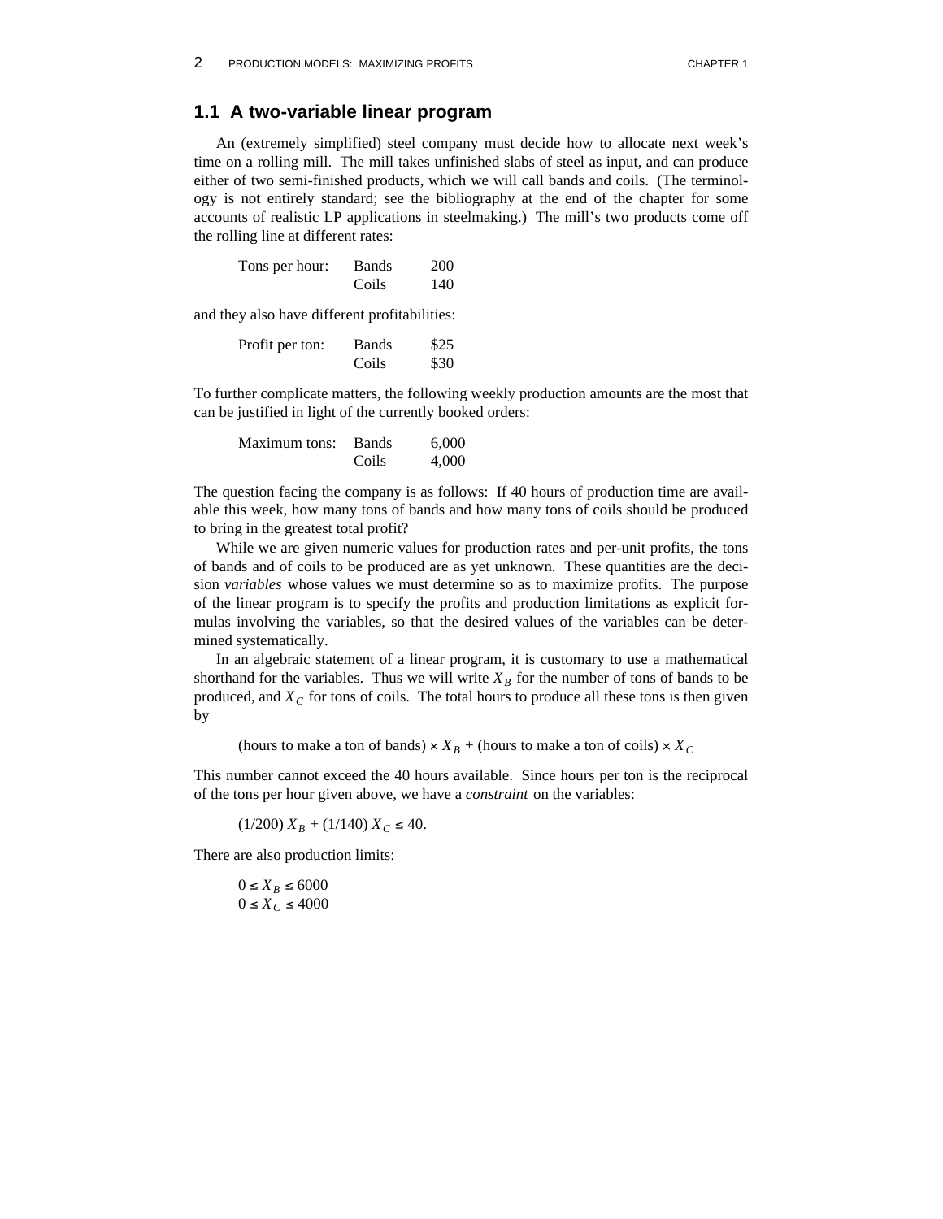## 1.1 A two-variable linear program

An (extremely simplified) steel company must decide how to allocate next week's time on a rolling mill. The mill takes unfinished slabs of steel as input, and can produce either of two semi-finished products, which we will call bands and coils. (The terminology is not entirely standard; see the bibliography at the end of the chapter for some accounts of realistic LP applications in steelmaking.) The mill's two products come off the rolling line at different rates:

| Tons per hour: | Bands | 200 |
|---|---|---|
| | Coils | 140 |

and they also have different profitabilities:

| Profit per ton: | Bands | \$25 |
|---|---|---|
| | Coils | \$30 |

To further complicate matters, the following weekly production amounts are the most that can be justified in light of the currently booked orders:

| Maximum tons: | Bands | 6,000 |
|---|---|---|
| | Coils | 4,000 |

The question facing the company is as follows: If 40 hours of production time are available this week, how many tons of bands and how many tons of coils should be produced to bring in the greatest total profit?

While we are given numeric values for production rates and per-unit profits, the tons of bands and of coils to be produced are as yet unknown. These quantities are the decision *variables* whose values we must determine so as to maximize profits. The purpose of the linear program is to specify the profits and production limitations as explicit formulas involving the variables, so that the desired values of the variables can be determined systematically.

In an algebraic statement of a linear program, it is customary to use a mathematical shorthand for the variables. Thus we will write $X_B$ for the number of tons of bands to be produced, and $X_C$ for tons of coils. The total hours to produce all these tons is then given by

$$\text{(hours to make a ton of bands)} \times X_B + \text{(hours to make a ton of coils)} \times X_C$$

This number cannot exceed the 40 hours available. Since hours per ton is the reciprocal of the tons per hour given above, we have a *constraint* on the variables:

$$(1/200)\, X_B + (1/140)\, X_C \leq 40.$$

There are also production limits:

$$0 \leq X_B \leq 6000$$
$$0 \leq X_C \leq 4000$$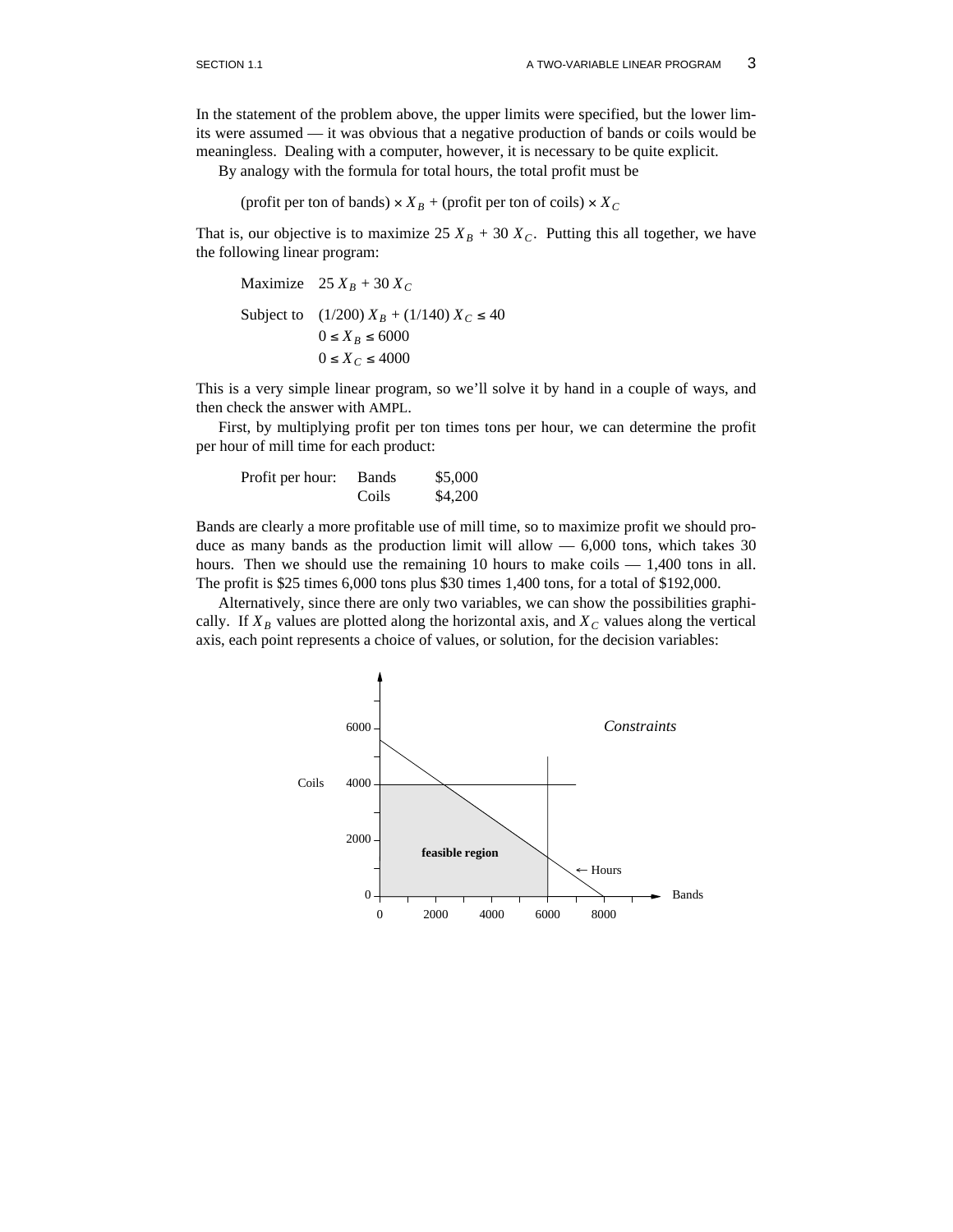In the statement of the problem above, the upper limits were specified, but the lower limits were assumed — it was obvious that a negative production of bands or coils would be meaningless. Dealing with a computer, however, it is necessary to be quite explicit.

By analogy with the formula for total hours, the total profit must be

(profit per ton of bands) × $X_B$ + (profit per ton of coils) × $X_C$

That is, our objective is to maximize $25\ X_B + 30\ X_C$. Putting this all together, we have the following linear program:

$$
\begin{aligned}
\text{Maximize} \quad & 25\ X_B + 30\ X_C \\
\text{Subject to} \quad & (1/200)\ X_B + (1/140)\ X_C \le 40 \\
& 0 \le X_B \le 6000 \\
& 0 \le X_C \le 4000
\end{aligned}
$$

This is a very simple linear program, so we'll solve it by hand in a couple of ways, and then check the answer with AMPL.

First, by multiplying profit per ton times tons per hour, we can determine the profit per hour of mill time for each product:

| Profit per hour: | | |
|---|---|---|
| | Bands | \$5,000 |
| | Coils | \$4,200 |

Bands are clearly a more profitable use of mill time, so to maximize profit we should produce as many bands as the production limit will allow — 6,000 tons, which takes 30 hours. Then we should use the remaining 10 hours to make coils — 1,400 tons in all. The profit is \$25 times 6,000 tons plus \$30 times 1,400 tons, for a total of \$192,000.

Alternatively, since there are only two variables, we can show the possibilities graphically. If $X_B$ values are plotted along the horizontal axis, and $X_C$ values along the vertical axis, each point represents a choice of values, or solution, for the decision variables: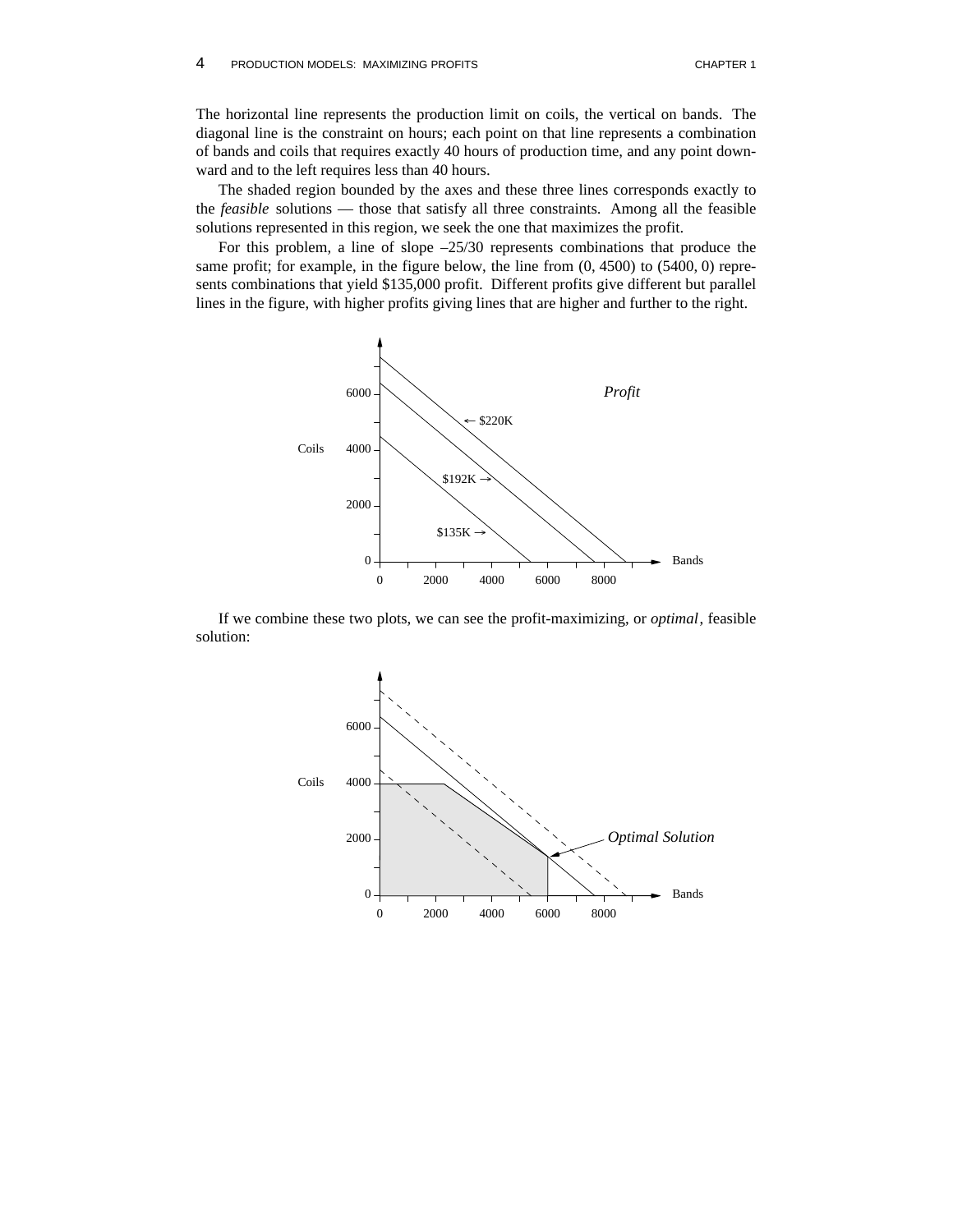The horizontal line represents the production limit on coils, the vertical on bands. The diagonal line is the constraint on hours; each point on that line represents a combination of bands and coils that requires exactly 40 hours of production time, and any point downward and to the left requires less than 40 hours.

The shaded region bounded by the axes and these three lines corresponds exactly to the *feasible* solutions — those that satisfy all three constraints. Among all the feasible solutions represented in this region, we seek the one that maximizes the profit.

For this problem, a line of slope –25/30 represents combinations that produce the same profit; for example, in the figure below, the line from (0, 4500) to (5400, 0) represents combinations that yield $135,000 profit. Different profits give different but parallel lines in the figure, with higher profits giving lines that are higher and further to the right.

If we combine these two plots, we can see the profit-maximizing, or *optimal*, feasible solution: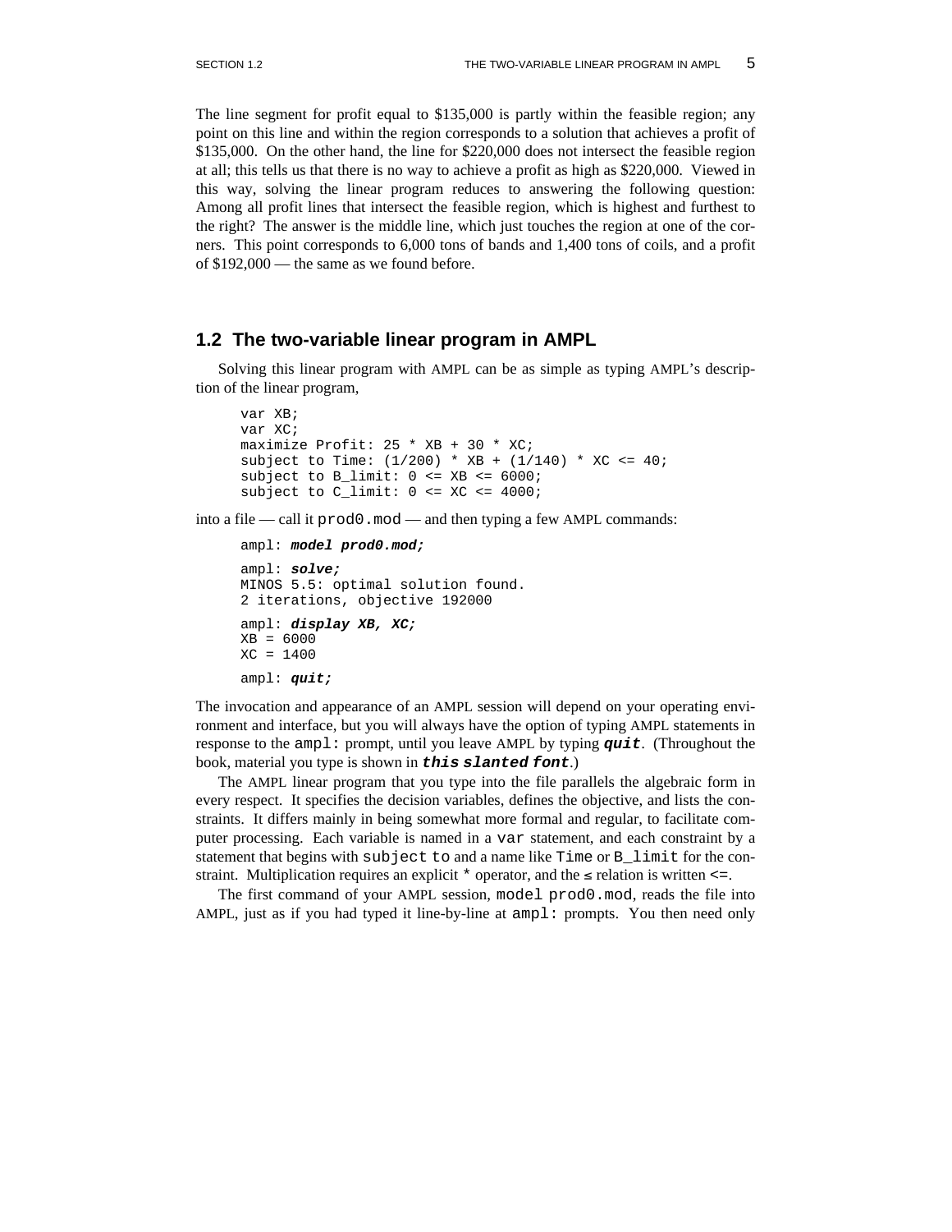The line segment for profit equal to $135,000 is partly within the feasible region; any point on this line and within the region corresponds to a solution that achieves a profit of $135,000. On the other hand, the line for $220,000 does not intersect the feasible region at all; this tells us that there is no way to achieve a profit as high as $220,000. Viewed in this way, solving the linear program reduces to answering the following question: Among all profit lines that intersect the feasible region, which is highest and furthest to the right? The answer is the middle line, which just touches the region at one of the corners. This point corresponds to 6,000 tons of bands and 1,400 tons of coils, and a profit of $192,000 — the same as we found before.

## 1.2 The two-variable linear program in AMPL

Solving this linear program with AMPL can be as simple as typing AMPL's description of the linear program,

```
var XB;
var XC;
maximize Profit: 25 * XB + 30 * XC;
subject to Time: (1/200) * XB + (1/140) * XC <= 40;
subject to B_limit: 0 <= XB <= 6000;
subject to C_limit: 0 <= XC <= 4000;
```

into a file — call it `prod0.mod` — and then typing a few AMPL commands:

```
ampl: model prod0.mod;

ampl: solve;
MINOS 5.5: optimal solution found.
2 iterations, objective 192000

ampl: display XB, XC;
XB = 6000
XC = 1400

ampl: quit;
```

The invocation and appearance of an AMPL session will depend on your operating environment and interface, but you will always have the option of typing AMPL statements in response to the `ampl:` prompt, until you leave AMPL by typing ***`quit`***. (Throughout the book, material you type is shown in ***`this slanted font`***.)

The AMPL linear program that you type into the file parallels the algebraic form in every respect. It specifies the decision variables, defines the objective, and lists the constraints. It differs mainly in being somewhat more formal and regular, to facilitate computer processing. Each variable is named in a `var` statement, and each constraint by a statement that begins with `subject to` and a name like `Time` or `B_limit` for the constraint. Multiplication requires an explicit `*` operator, and the ≤ relation is written `<=`.

The first command of your AMPL session, `model prod0.mod`, reads the file into AMPL, just as if you had typed it line-by-line at `ampl:` prompts. You then need only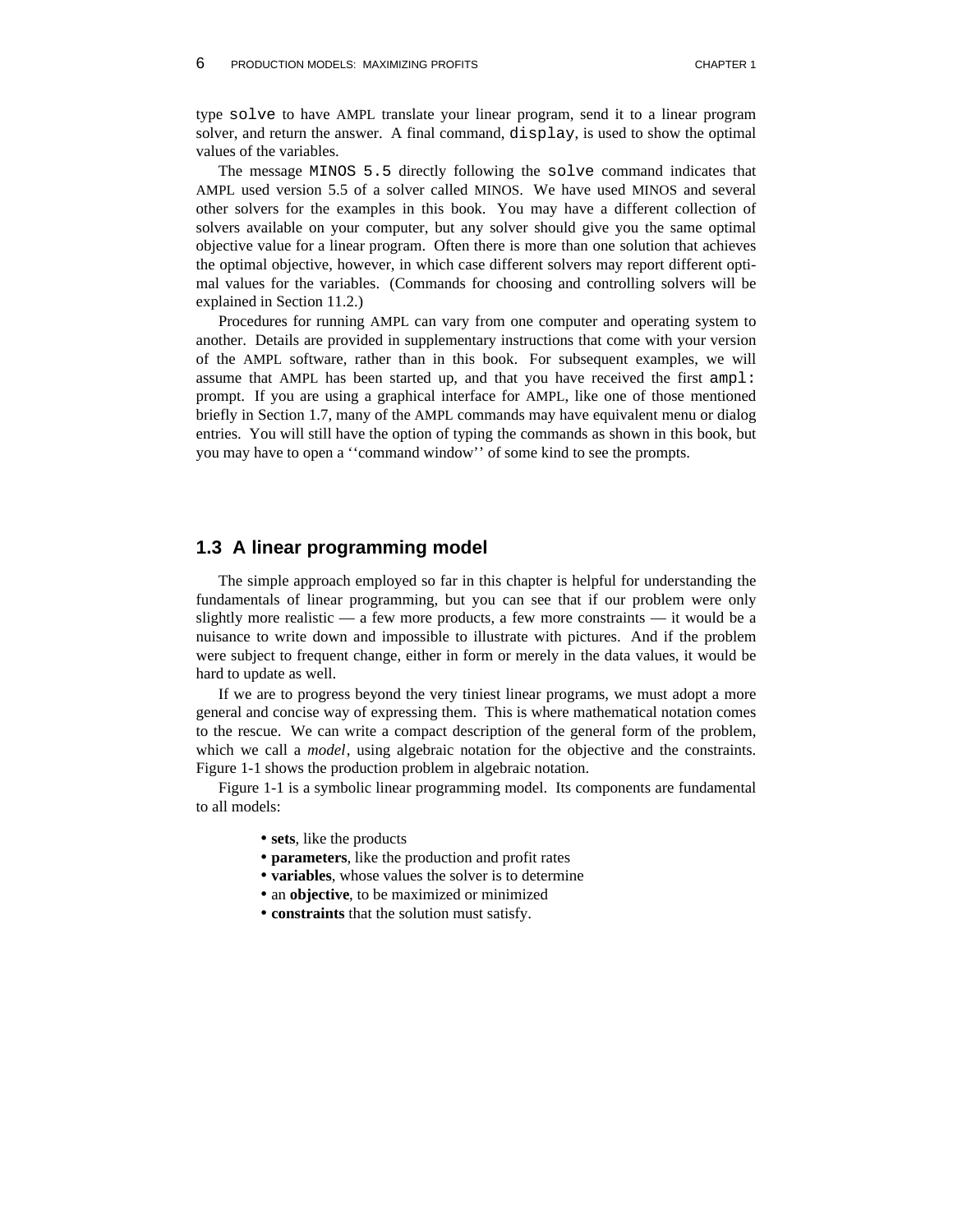type `solve` to have AMPL translate your linear program, send it to a linear program solver, and return the answer. A final command, `display`, is used to show the optimal values of the variables.

The message `MINOS 5.5` directly following the `solve` command indicates that AMPL used version 5.5 of a solver called MINOS. We have used MINOS and several other solvers for the examples in this book. You may have a different collection of solvers available on your computer, but any solver should give you the same optimal objective value for a linear program. Often there is more than one solution that achieves the optimal objective, however, in which case different solvers may report different optimal values for the variables. (Commands for choosing and controlling solvers will be explained in Section 11.2.)

Procedures for running AMPL can vary from one computer and operating system to another. Details are provided in supplementary instructions that come with your version of the AMPL software, rather than in this book. For subsequent examples, we will assume that AMPL has been started up, and that you have received the first `ampl:` prompt. If you are using a graphical interface for AMPL, like one of those mentioned briefly in Section 1.7, many of the AMPL commands may have equivalent menu or dialog entries. You will still have the option of typing the commands as shown in this book, but you may have to open a ''command window'' of some kind to see the prompts.

## 1.3 A linear programming model

The simple approach employed so far in this chapter is helpful for understanding the fundamentals of linear programming, but you can see that if our problem were only slightly more realistic — a few more products, a few more constraints — it would be a nuisance to write down and impossible to illustrate with pictures. And if the problem were subject to frequent change, either in form or merely in the data values, it would be hard to update as well.

If we are to progress beyond the very tiniest linear programs, we must adopt a more general and concise way of expressing them. This is where mathematical notation comes to the rescue. We can write a compact description of the general form of the problem, which we call a *model*, using algebraic notation for the objective and the constraints. Figure 1-1 shows the production problem in algebraic notation.

Figure 1-1 is a symbolic linear programming model. Its components are fundamental to all models:

- **sets**, like the products
- **parameters**, like the production and profit rates
- **variables**, whose values the solver is to determine
- an **objective**, to be maximized or minimized
- **constraints** that the solution must satisfy.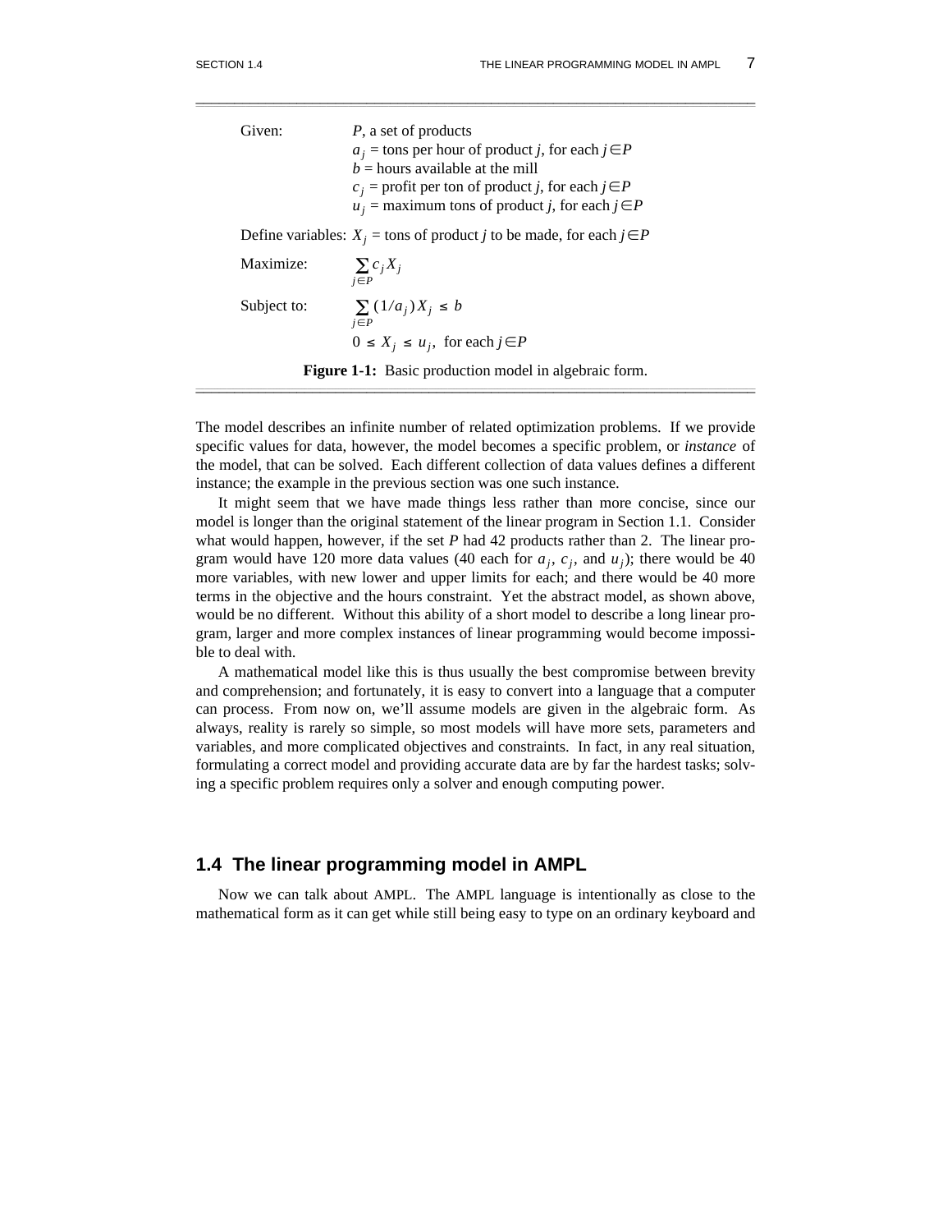Given: $P$, a set of products
$a_j$ = tons per hour of product $j$, for each $j \in P$
$b$ = hours available at the mill
$c_j$ = profit per ton of product $j$, for each $j \in P$
$u_j$ = maximum tons of product $j$, for each $j \in P$

Define variables: $X_j$ = tons of product $j$ to be made, for each $j \in P$

Maximize:

$$\sum_{j \in P} c_j X_j$$

Subject to:

$$\sum_{j \in P} (1/a_j) X_j \leq b$$

$$0 \leq X_j \leq u_j, \text{ for each } j \in P$$

**Figure 1-1:** Basic production model in algebraic form.

The model describes an infinite number of related optimization problems. If we provide specific values for data, however, the model becomes a specific problem, or *instance* of the model, that can be solved. Each different collection of data values defines a different instance; the example in the previous section was one such instance.

It might seem that we have made things less rather than more concise, since our model is longer than the original statement of the linear program in Section 1.1. Consider what would happen, however, if the set $P$ had 42 products rather than 2. The linear program would have 120 more data values (40 each for $a_j$, $c_j$, and $u_j$); there would be 40 more variables, with new lower and upper limits for each; and there would be 40 more terms in the objective and the hours constraint. Yet the abstract model, as shown above, would be no different. Without this ability of a short model to describe a long linear program, larger and more complex instances of linear programming would become impossible to deal with.

A mathematical model like this is thus usually the best compromise between brevity and comprehension; and fortunately, it is easy to convert into a language that a computer can process. From now on, we'll assume models are given in the algebraic form. As always, reality is rarely so simple, so most models will have more sets, parameters and variables, and more complicated objectives and constraints. In fact, in any real situation, formulating a correct model and providing accurate data are by far the hardest tasks; solving a specific problem requires only a solver and enough computing power.

## 1.4 The linear programming model in AMPL

Now we can talk about AMPL. The AMPL language is intentionally as close to the mathematical form as it can get while still being easy to type on an ordinary keyboard and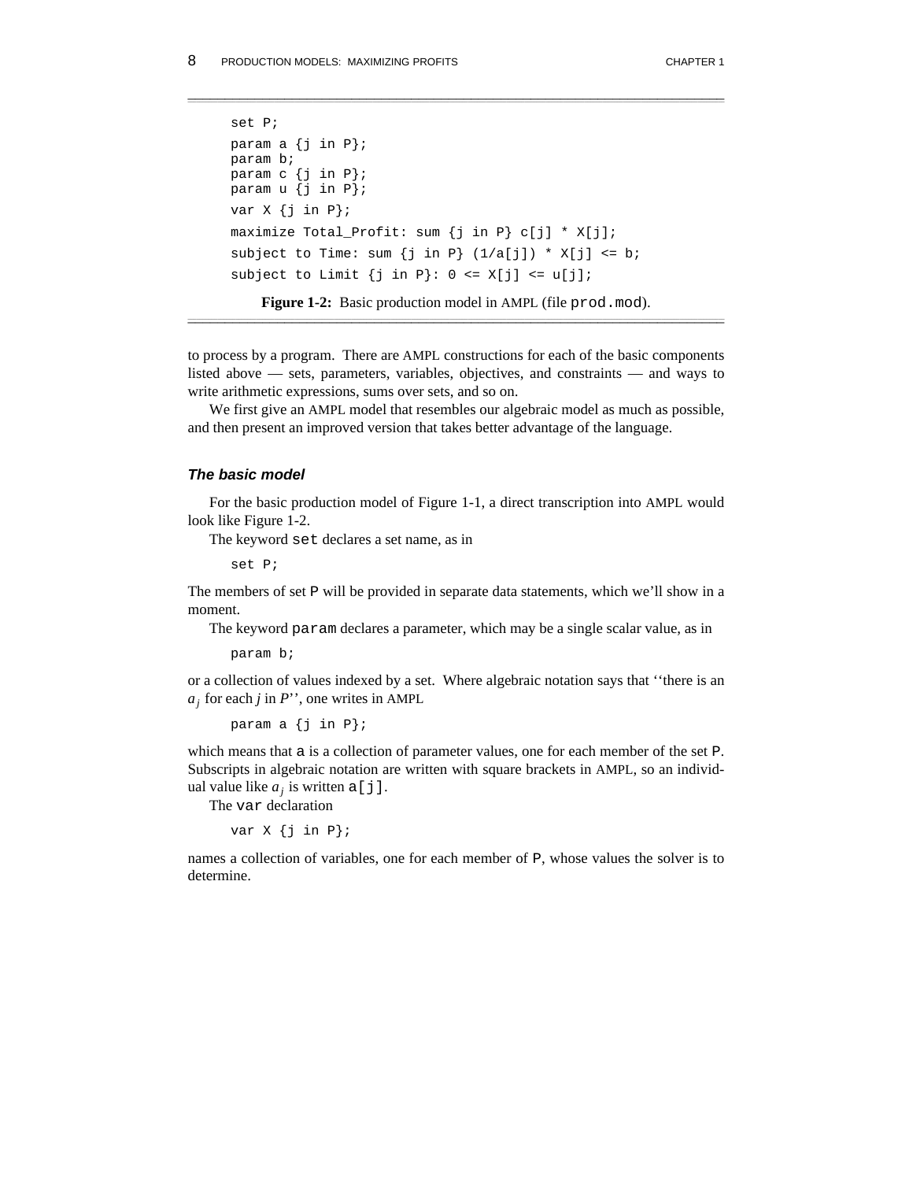```
set P;
param a {j in P};
param b;
param c {j in P};
param u {j in P};
var X {j in P};
maximize Total_Profit: sum {j in P} c[j] * X[j];
subject to Time: sum {j in P} (1/a[j]) * X[j] <= b;
subject to Limit {j in P}: 0 <= X[j] <= u[j];
```

**Figure 1-2:** Basic production model in AMPL (file `prod.mod`).

to process by a program. There are AMPL constructions for each of the basic components listed above — sets, parameters, variables, objectives, and constraints — and ways to write arithmetic expressions, sums over sets, and so on.

We first give an AMPL model that resembles our algebraic model as much as possible, and then present an improved version that takes better advantage of the language.

### *The basic model*

For the basic production model of Figure 1-1, a direct transcription into AMPL would look like Figure 1-2.

The keyword `set` declares a set name, as in

```
set P;
```

The members of set `P` will be provided in separate data statements, which we'll show in a moment.

The keyword `param` declares a parameter, which may be a single scalar value, as in

```
param b;
```

or a collection of values indexed by a set. Where algebraic notation says that ''there is an $a_j$ for each $j$ in $P$'', one writes in AMPL

```
param a {j in P};
```

which means that `a` is a collection of parameter values, one for each member of the set `P`. Subscripts in algebraic notation are written with square brackets in AMPL, so an individual value like $a_j$ is written `a[j]`.

The `var` declaration

```
var X {j in P};
```

names a collection of variables, one for each member of `P`, whose values the solver is to determine.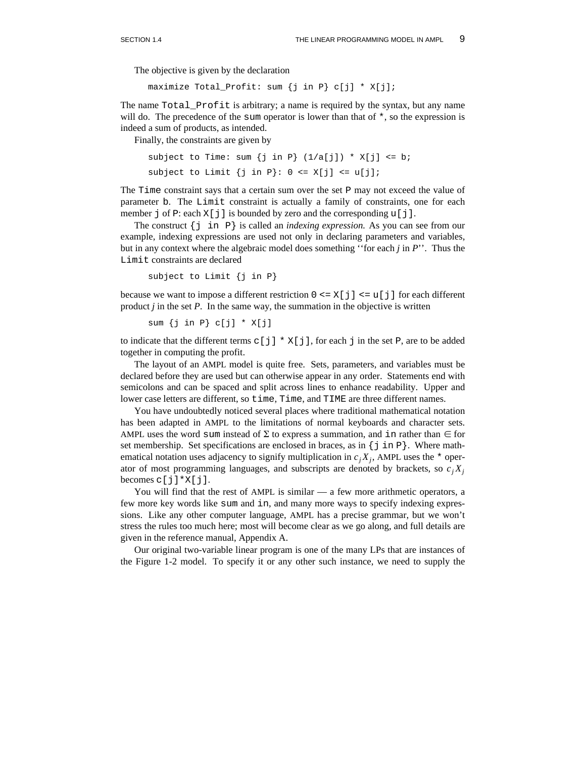The objective is given by the declaration

```
maximize Total_Profit: sum {j in P} c[j] * X[j];
```

The name `Total_Profit` is arbitrary; a name is required by the syntax, but any name will do. The precedence of the `sum` operator is lower than that of `*`, so the expression is indeed a sum of products, as intended.

Finally, the constraints are given by

```
subject to Time: sum {j in P} (1/a[j]) * X[j] <= b;
subject to Limit {j in P}: 0 <= X[j] <= u[j];
```

The `Time` constraint says that a certain sum over the set `P` may not exceed the value of parameter `b`. The `Limit` constraint is actually a family of constraints, one for each member `j` of `P`: each `X[j]` is bounded by zero and the corresponding `u[j]`.

The construct `{j in P}` is called an *indexing expression.* As you can see from our example, indexing expressions are used not only in declaring parameters and variables, but in any context where the algebraic model does something ''for each $j$ in $P$''. Thus the `Limit` constraints are declared

```
subject to Limit {j in P}
```

because we want to impose a different restriction `0 <= X[j] <= u[j]` for each different product $j$ in the set $P$. In the same way, the summation in the objective is written

```
sum {j in P} c[j] * X[j]
```

to indicate that the different terms `c[j] * X[j]`, for each `j` in the set `P`, are to be added together in computing the profit.

The layout of an AMPL model is quite free. Sets, parameters, and variables must be declared before they are used but can otherwise appear in any order. Statements end with semicolons and can be spaced and split across lines to enhance readability. Upper and lower case letters are different, so `time`, `Time`, and `TIME` are three different names.

You have undoubtedly noticed several places where traditional mathematical notation has been adapted in AMPL to the limitations of normal keyboards and character sets. AMPL uses the word `sum` instead of $\Sigma$ to express a summation, and `in` rather than $\in$ for set membership. Set specifications are enclosed in braces, as in `{j in P}`. Where mathematical notation uses adjacency to signify multiplication in $c_j X_j$, AMPL uses the `*` operator of most programming languages, and subscripts are denoted by brackets, so $c_j X_j$ becomes `c[j]*X[j]`.

You will find that the rest of AMPL is similar — a few more arithmetic operators, a few more key words like `sum` and `in`, and many more ways to specify indexing expressions. Like any other computer language, AMPL has a precise grammar, but we won't stress the rules too much here; most will become clear as we go along, and full details are given in the reference manual, Appendix A.

Our original two-variable linear program is one of the many LPs that are instances of the Figure 1-2 model. To specify it or any other such instance, we need to supply the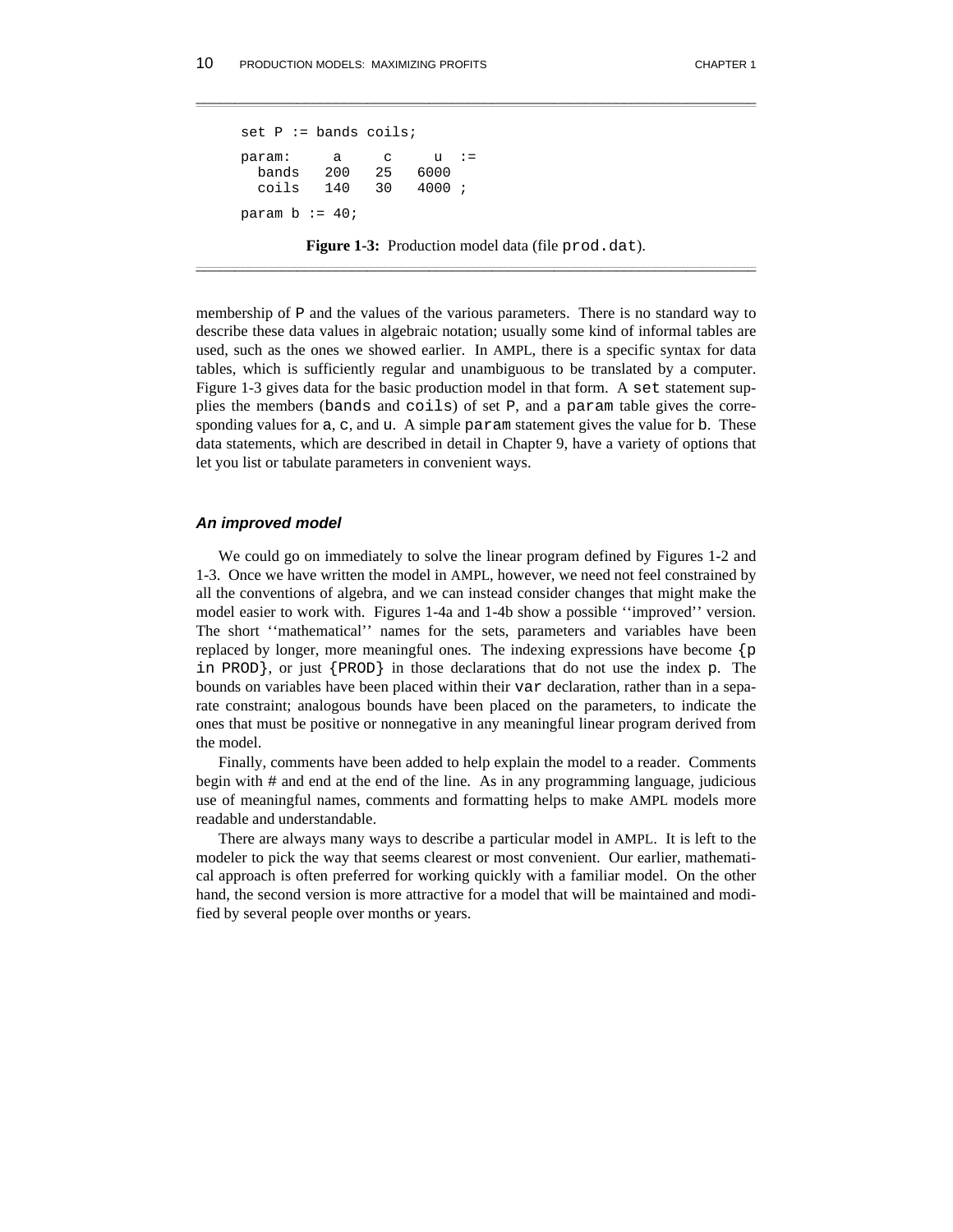```
set P := bands coils;

param:     a     c     u  :=
  bands   200   25   6000
  coils   140   30   4000 ;

param b := 40;
```

**Figure 1-3:** Production model data (file `prod.dat`).

membership of P and the values of the various parameters. There is no standard way to describe these data values in algebraic notation; usually some kind of informal tables are used, such as the ones we showed earlier. In AMPL, there is a specific syntax for data tables, which is sufficiently regular and unambiguous to be translated by a computer. Figure 1-3 gives data for the basic production model in that form. A `set` statement supplies the members (`bands` and `coils`) of set P, and a `param` table gives the corresponding values for a, c, and u. A simple `param` statement gives the value for b. These data statements, which are described in detail in Chapter 9, have a variety of options that let you list or tabulate parameters in convenient ways.

### *An improved model*

We could go on immediately to solve the linear program defined by Figures 1-2 and 1-3. Once we have written the model in AMPL, however, we need not feel constrained by all the conventions of algebra, and we can instead consider changes that might make the model easier to work with. Figures 1-4a and 1-4b show a possible ''improved'' version. The short ''mathematical'' names for the sets, parameters and variables have been replaced by longer, more meaningful ones. The indexing expressions have become `{p in PROD}`, or just `{PROD}` in those declarations that do not use the index p. The bounds on variables have been placed within their `var` declaration, rather than in a separate constraint; analogous bounds have been placed on the parameters, to indicate the ones that must be positive or nonnegative in any meaningful linear program derived from the model.

Finally, comments have been added to help explain the model to a reader. Comments begin with # and end at the end of the line. As in any programming language, judicious use of meaningful names, comments and formatting helps to make AMPL models more readable and understandable.

There are always many ways to describe a particular model in AMPL. It is left to the modeler to pick the way that seems clearest or most convenient. Our earlier, mathematical approach is often preferred for working quickly with a familiar model. On the other hand, the second version is more attractive for a model that will be maintained and modified by several people over months or years.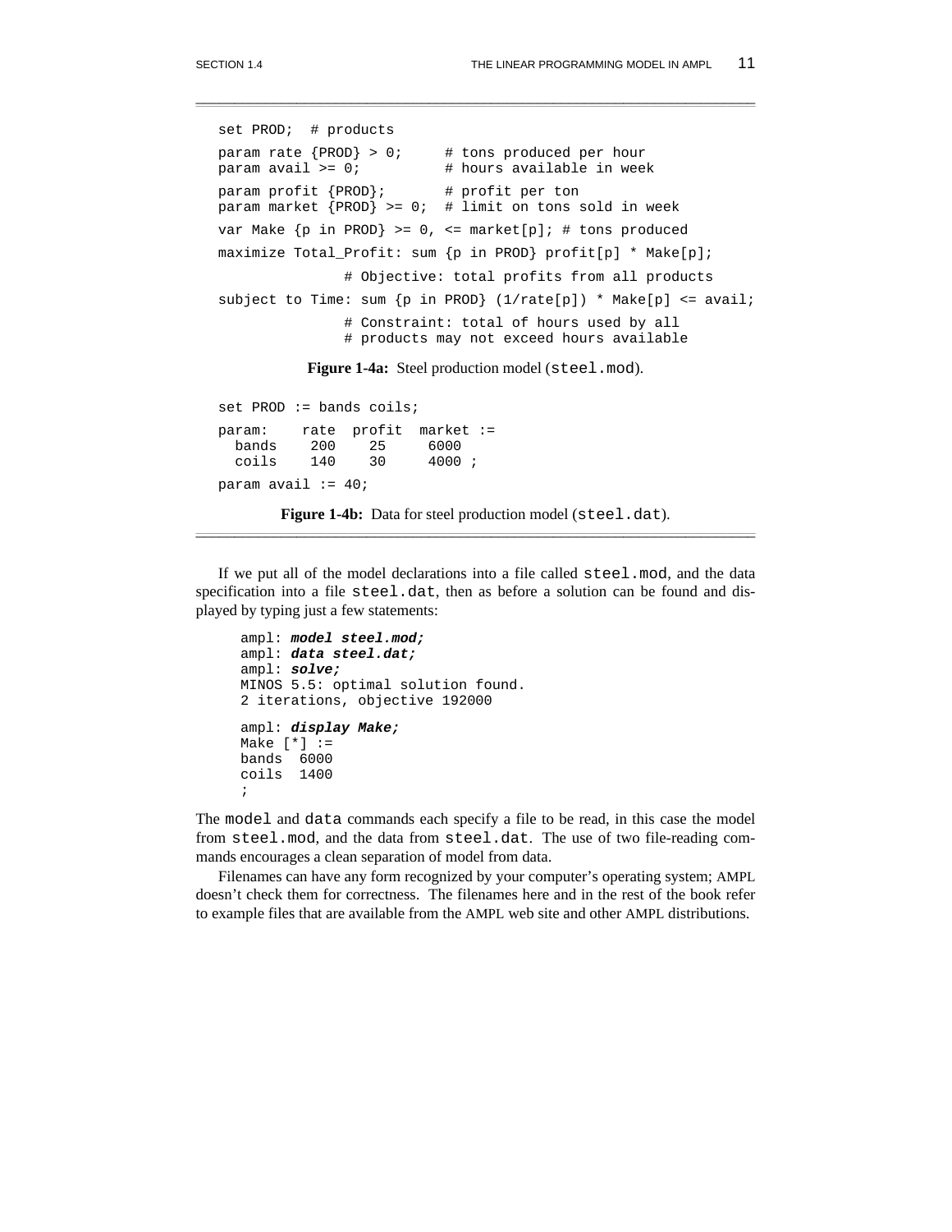```
set PROD;  # products

param rate {PROD} > 0;     # tons produced per hour
param avail >= 0;          # hours available in week

param profit {PROD};       # profit per ton
param market {PROD} >= 0;  # limit on tons sold in week

var Make {p in PROD} >= 0, <= market[p]; # tons produced

maximize Total_Profit: sum {p in PROD} profit[p] * Make[p];

               # Objective: total profits from all products

subject to Time: sum {p in PROD} (1/rate[p]) * Make[p] <= avail;

               # Constraint: total of hours used by all
               # products may not exceed hours available
```

**Figure 1-4a:** Steel production model (`steel.mod`).

```
set PROD := bands coils;

param:    rate  profit  market :=
  bands    200    25     6000
  coils    140    30     4000 ;

param avail := 40;
```

**Figure 1-4b:** Data for steel production model (`steel.dat`).

If we put all of the model declarations into a file called `steel.mod`, and the data specification into a file `steel.dat`, then as before a solution can be found and displayed by typing just a few statements:

```
ampl: model steel.mod;
ampl: data steel.dat;
ampl: solve;
MINOS 5.5: optimal solution found.
2 iterations, objective 192000

ampl: display Make;
Make [*] :=
bands  6000
coils  1400
;
```

The `model` and `data` commands each specify a file to be read, in this case the model from `steel.mod`, and the data from `steel.dat`. The use of two file-reading commands encourages a clean separation of model from data.

Filenames can have any form recognized by your computer's operating system; AMPL doesn't check them for correctness. The filenames here and in the rest of the book refer to example files that are available from the AMPL web site and other AMPL distributions.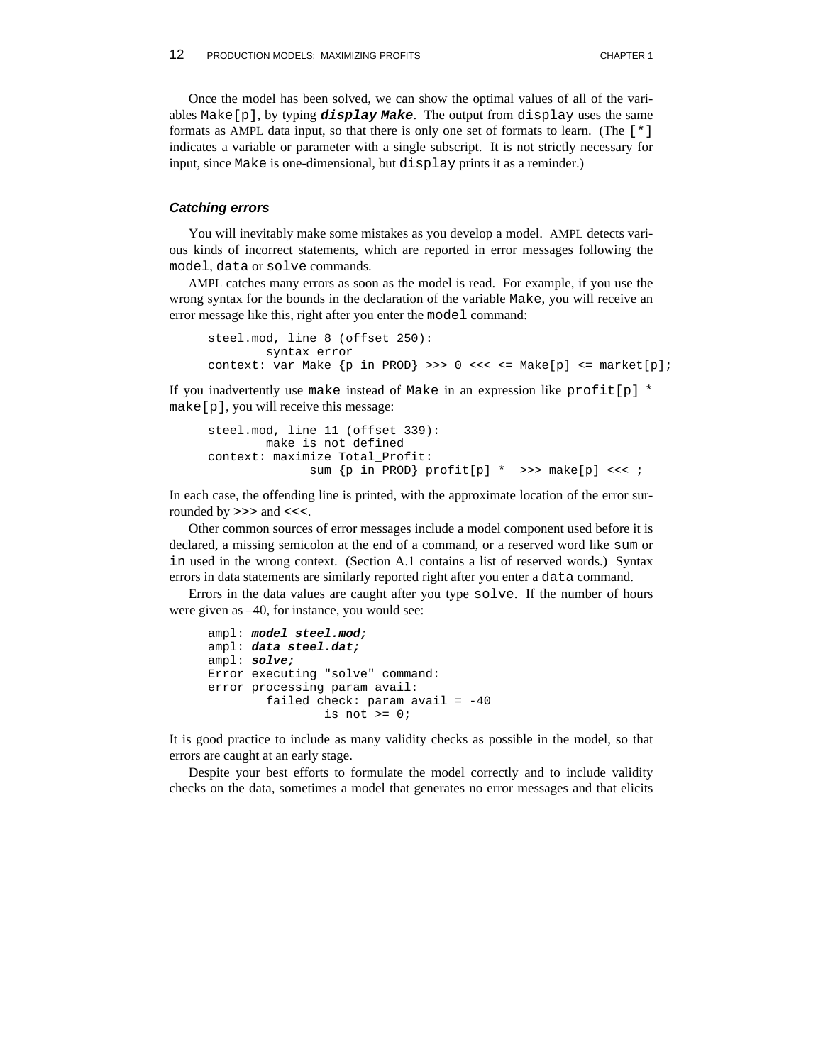Once the model has been solved, we can show the optimal values of all of the variables `Make[p]`, by typing ***`display Make`***. The output from `display` uses the same formats as AMPL data input, so that there is only one set of formats to learn. (The `[*]` indicates a variable or parameter with a single subscript. It is not strictly necessary for input, since `Make` is one-dimensional, but `display` prints it as a reminder.)

### *Catching errors*

You will inevitably make some mistakes as you develop a model. AMPL detects various kinds of incorrect statements, which are reported in error messages following the `model`, `data` or `solve` commands.

AMPL catches many errors as soon as the model is read. For example, if you use the wrong syntax for the bounds in the declaration of the variable `Make`, you will receive an error message like this, right after you enter the `model` command:

```
steel.mod, line 8 (offset 250):
        syntax error
context: var Make {p in PROD} >>> 0 <<< <= Make[p] <= market[p];
```

If you inadvertently use `make` instead of `Make` in an expression like `profit[p] * make[p]`, you will receive this message:

```
steel.mod, line 11 (offset 339):
        make is not defined
context: maximize Total_Profit:
              sum {p in PROD} profit[p] *  >>> make[p] <<< ;
```

In each case, the offending line is printed, with the approximate location of the error surrounded by `>>>` and `<<<`.

Other common sources of error messages include a model component used before it is declared, a missing semicolon at the end of a command, or a reserved word like `sum` or `in` used in the wrong context. (Section A.1 contains a list of reserved words.) Syntax errors in data statements are similarly reported right after you enter a `data` command.

Errors in the data values are caught after you type `solve`. If the number of hours were given as –40, for instance, you would see:

```
ampl: model steel.mod;
ampl: data steel.dat;
ampl: solve;
Error executing "solve" command:
error processing param avail:
        failed check: param avail = -40
                is not >= 0;
```

It is good practice to include as many validity checks as possible in the model, so that errors are caught at an early stage.

Despite your best efforts to formulate the model correctly and to include validity checks on the data, sometimes a model that generates no error messages and that elicits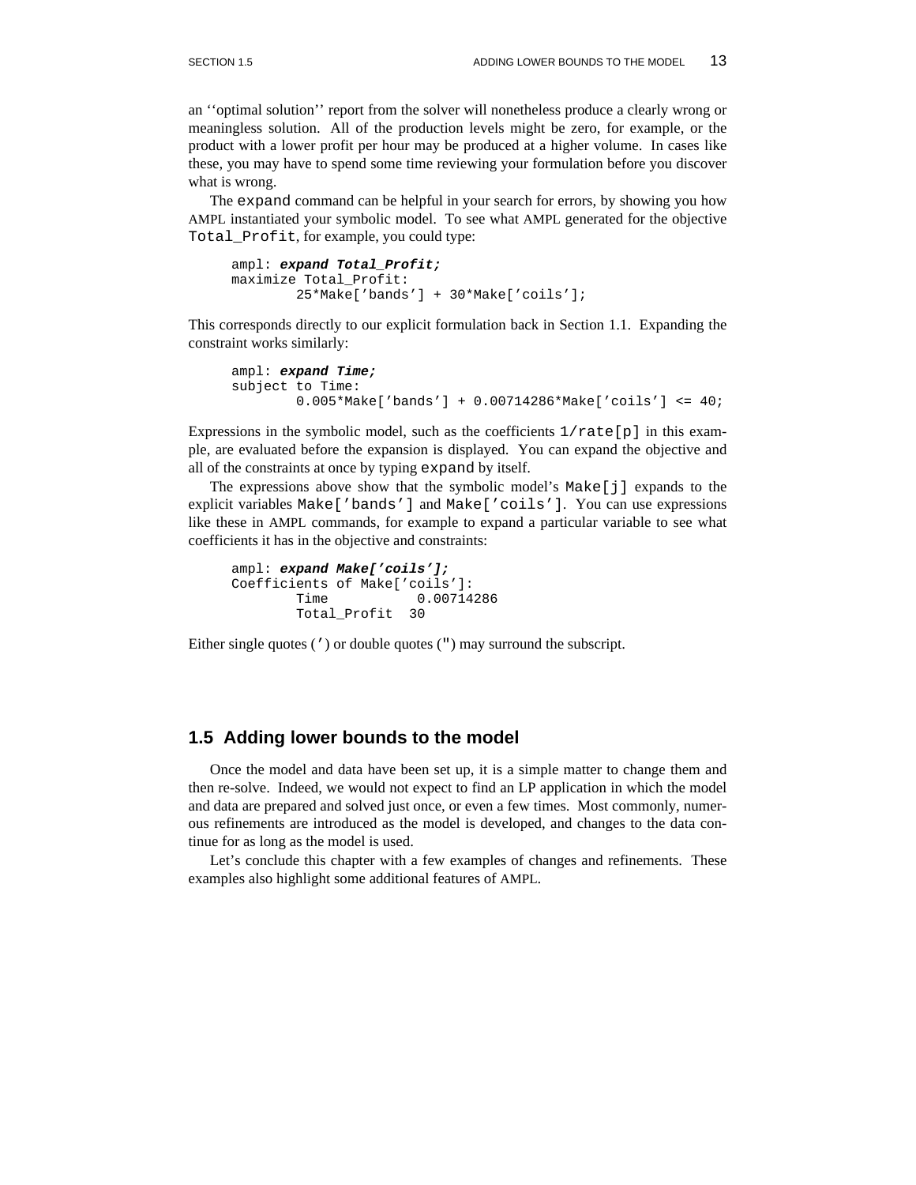an ‘‘optimal solution’’ report from the solver will nonetheless produce a clearly wrong or meaningless solution. All of the production levels might be zero, for example, or the product with a lower profit per hour may be produced at a higher volume. In cases like these, you may have to spend some time reviewing your formulation before you discover what is wrong.

The `expand` command can be helpful in your search for errors, by showing you how AMPL instantiated your symbolic model. To see what AMPL generated for the objective `Total_Profit`, for example, you could type:

```
ampl: expand Total_Profit;
maximize Total_Profit:
        25*Make['bands'] + 30*Make['coils'];
```

This corresponds directly to our explicit formulation back in Section 1.1. Expanding the constraint works similarly:

```
ampl: expand Time;
subject to Time:
        0.005*Make['bands'] + 0.00714286*Make['coils'] <= 40;
```

Expressions in the symbolic model, such as the coefficients `1/rate[p]` in this example, are evaluated before the expansion is displayed. You can expand the objective and all of the constraints at once by typing `expand` by itself.

The expressions above show that the symbolic model’s `Make[j]` expands to the explicit variables `Make['bands']` and `Make['coils']`. You can use expressions like these in AMPL commands, for example to expand a particular variable to see what coefficients it has in the objective and constraints:

```
ampl: expand Make['coils'];
Coefficients of Make['coils']:
        Time           0.00714286
        Total_Profit  30
```

Either single quotes (`'`) or double quotes (`"`) may surround the subscript.

## 1.5 Adding lower bounds to the model

Once the model and data have been set up, it is a simple matter to change them and then re-solve. Indeed, we would not expect to find an LP application in which the model and data are prepared and solved just once, or even a few times. Most commonly, numerous refinements are introduced as the model is developed, and changes to the data continue for as long as the model is used.

Let’s conclude this chapter with a few examples of changes and refinements. These examples also highlight some additional features of AMPL.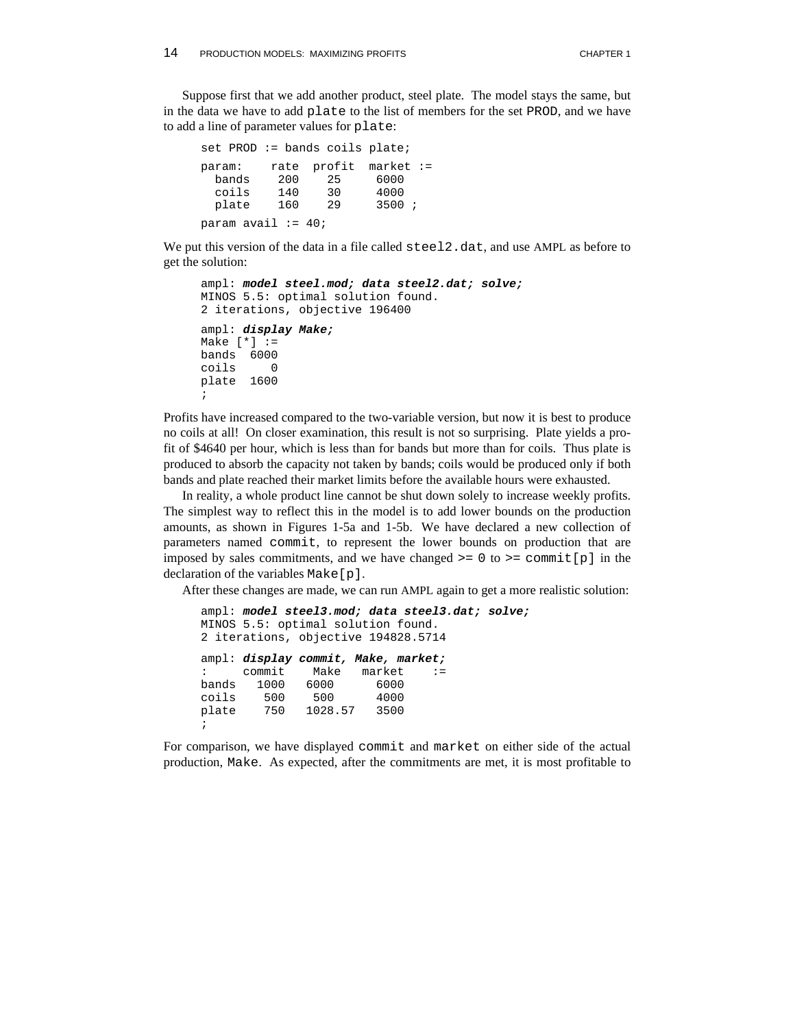Suppose first that we add another product, steel plate. The model stays the same, but in the data we have to add `plate` to the list of members for the set `PROD`, and we have to add a line of parameter values for `plate`:

```
set PROD := bands coils plate;

param:    rate  profit  market :=
  bands    200    25     6000
  coils    140    30     4000
  plate    160    29     3500 ;

param avail := 40;
```

We put this version of the data in a file called `steel2.dat`, and use AMPL as before to get the solution:

```
ampl: model steel.mod; data steel2.dat; solve;
MINOS 5.5: optimal solution found.
2 iterations, objective 196400

ampl: display Make;
Make [*] :=
bands  6000
coils     0
plate  1600
;
```

Profits have increased compared to the two-variable version, but now it is best to produce no coils at all! On closer examination, this result is not so surprising. Plate yields a profit of $4640 per hour, which is less than for bands but more than for coils. Thus plate is produced to absorb the capacity not taken by bands; coils would be produced only if both bands and plate reached their market limits before the available hours were exhausted.

In reality, a whole product line cannot be shut down solely to increase weekly profits. The simplest way to reflect this in the model is to add lower bounds on the production amounts, as shown in Figures 1-5a and 1-5b. We have declared a new collection of parameters named `commit`, to represent the lower bounds on production that are imposed by sales commitments, and we have changed `>= 0` to `>= commit[p]` in the declaration of the variables `Make[p]`.

After these changes are made, we can run AMPL again to get a more realistic solution:

```
ampl: model steel3.mod; data steel3.dat; solve;
MINOS 5.5: optimal solution found.
2 iterations, objective 194828.5714

ampl: display commit, Make, market;
:     commit    Make   market    :=
bands   1000   6000      6000
coils    500    500      4000
plate    750   1028.57   3500
;
```

For comparison, we have displayed `commit` and `market` on either side of the actual production, `Make`. As expected, after the commitments are met, it is most profitable to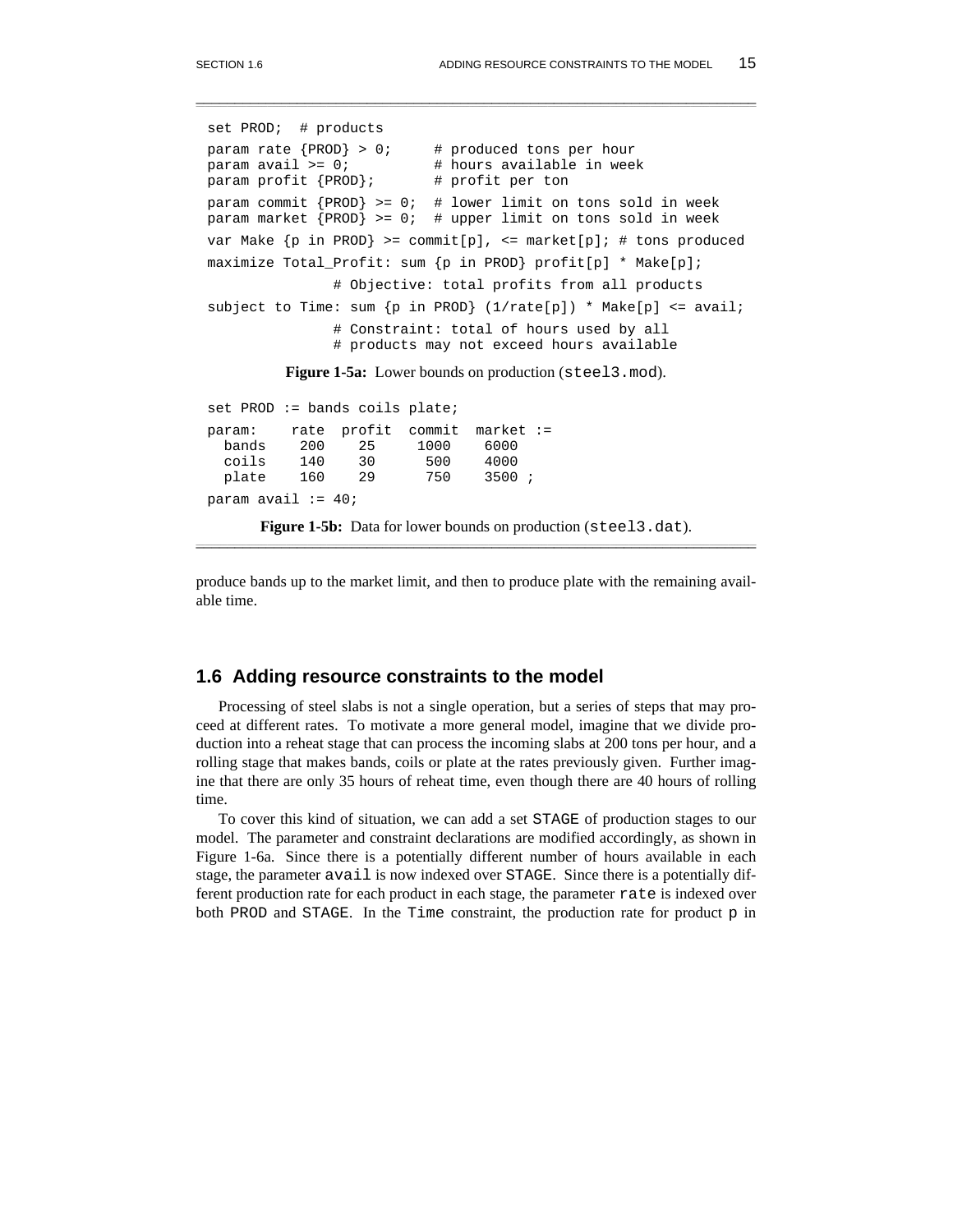```
set PROD;  # products

param rate {PROD} > 0;     # produced tons per hour
param avail >= 0;          # hours available in week
param profit {PROD};       # profit per ton

param commit {PROD} >= 0;  # lower limit on tons sold in week
param market {PROD} >= 0;  # upper limit on tons sold in week

var Make {p in PROD} >= commit[p], <= market[p]; # tons produced

maximize Total_Profit: sum {p in PROD} profit[p] * Make[p];

               # Objective: total profits from all products

subject to Time: sum {p in PROD} (1/rate[p]) * Make[p] <= avail;

               # Constraint: total of hours used by all
               # products may not exceed hours available
```

**Figure 1-5a:** Lower bounds on production (`steel3.mod`).

```
set PROD := bands coils plate;

param:    rate  profit  commit  market :=
  bands    200    25     1000    6000
  coils    140    30      500    4000
  plate    160    29      750    3500 ;

param avail := 40;
```

**Figure 1-5b:** Data for lower bounds on production (`steel3.dat`).

produce bands up to the market limit, and then to produce plate with the remaining available time.

## 1.6 Adding resource constraints to the model

Processing of steel slabs is not a single operation, but a series of steps that may proceed at different rates. To motivate a more general model, imagine that we divide production into a reheat stage that can process the incoming slabs at 200 tons per hour, and a rolling stage that makes bands, coils or plate at the rates previously given. Further imagine that there are only 35 hours of reheat time, even though there are 40 hours of rolling time.

To cover this kind of situation, we can add a set `STAGE` of production stages to our model. The parameter and constraint declarations are modified accordingly, as shown in Figure 1-6a. Since there is a potentially different number of hours available in each stage, the parameter `avail` is now indexed over `STAGE`. Since there is a potentially different production rate for each product in each stage, the parameter `rate` is indexed over both `PROD` and `STAGE`. In the `Time` constraint, the production rate for product `p` in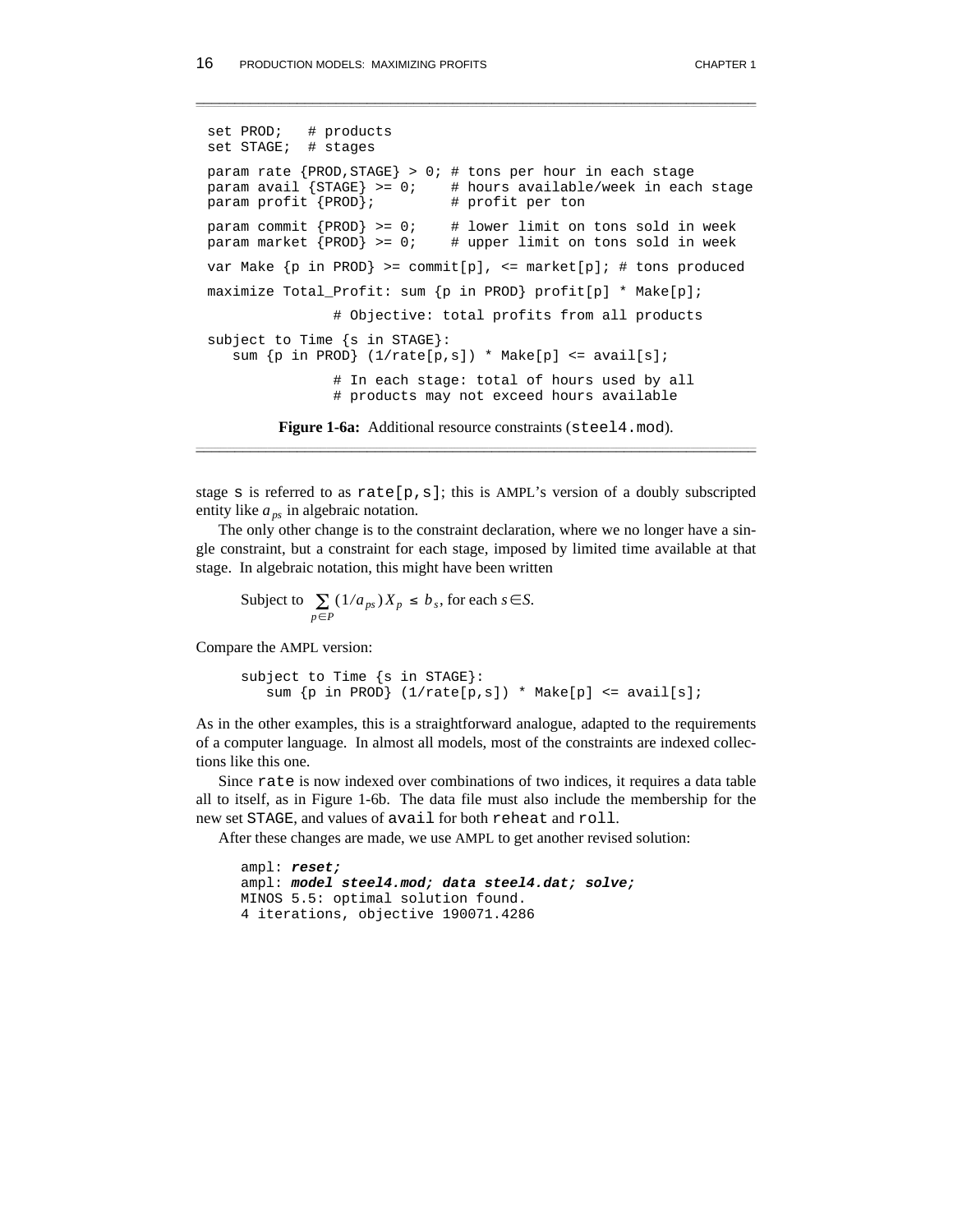```
set PROD;   # products
set STAGE;  # stages

param rate {PROD,STAGE} > 0; # tons per hour in each stage
param avail {STAGE} >= 0;    # hours available/week in each stage
param profit {PROD};         # profit per ton

param commit {PROD} >= 0;    # lower limit on tons sold in week
param market {PROD} >= 0;    # upper limit on tons sold in week

var Make {p in PROD} >= commit[p], <= market[p]; # tons produced

maximize Total_Profit: sum {p in PROD} profit[p] * Make[p];

               # Objective: total profits from all products

subject to Time {s in STAGE}:
   sum {p in PROD} (1/rate[p,s]) * Make[p] <= avail[s];

               # In each stage: total of hours used by all
               # products may not exceed hours available
```

**Figure 1-6a:** Additional resource constraints (`steel4.mod`).

stage `s` is referred to as `rate[p,s]`; this is AMPL's version of a doubly subscripted entity like $a_{ps}$ in algebraic notation.

The only other change is to the constraint declaration, where we no longer have a single constraint, but a constraint for each stage, imposed by limited time available at that stage. In algebraic notation, this might have been written

$$\text{Subject to } \sum_{p \in P} (1/a_{ps}) X_p \leq b_s, \text{ for each } s \in S.$$

Compare the AMPL version:

```
subject to Time {s in STAGE}:
   sum {p in PROD} (1/rate[p,s]) * Make[p] <= avail[s];
```

As in the other examples, this is a straightforward analogue, adapted to the requirements of a computer language. In almost all models, most of the constraints are indexed collections like this one.

Since `rate` is now indexed over combinations of two indices, it requires a data table all to itself, as in Figure 1-6b. The data file must also include the membership for the new set `STAGE`, and values of `avail` for both `reheat` and `roll`.

After these changes are made, we use AMPL to get another revised solution:

```
ampl: reset;
ampl: model steel4.mod; data steel4.dat; solve;
MINOS 5.5: optimal solution found.
4 iterations, objective 190071.4286
```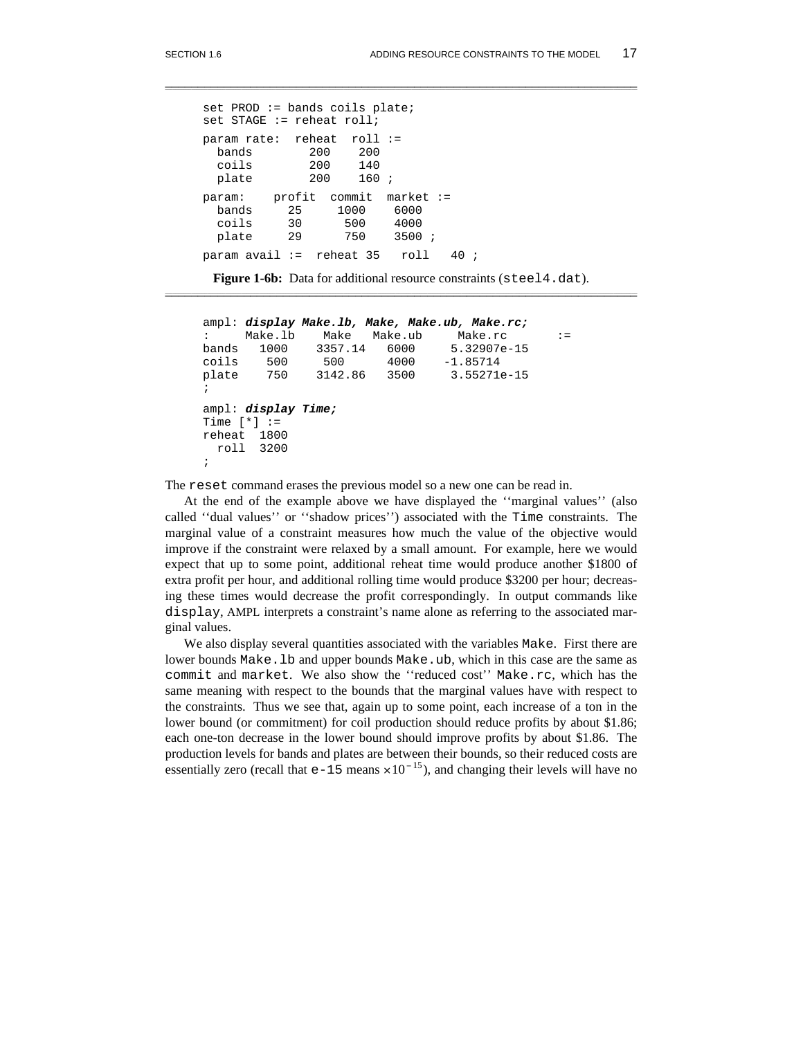```
set PROD := bands coils plate;
set STAGE := reheat roll;

param rate:  reheat  roll :=
  bands        200    200
  coils        200    140
  plate        200    160 ;

param:    profit  commit  market :=
  bands     25     1000    6000
  coils     30      500    4000
  plate     29      750    3500 ;

param avail :=  reheat 35   roll   40 ;
```

**Figure 1-6b:** Data for additional resource constraints (`steel4.dat`).

```
ampl: display Make.lb, Make, Make.ub, Make.rc;
:     Make.lb    Make   Make.ub     Make.rc       :=
bands   1000    3357.14   6000     5.32907e-15
coils    500     500      4000    -1.85714
plate    750    3142.86   3500     3.55271e-15
;

ampl: display Time;
Time [*] :=
reheat  1800
  roll  3200
;
```

The `reset` command erases the previous model so a new one can be read in.

At the end of the example above we have displayed the ''marginal values'' (also called ''dual values'' or ''shadow prices'') associated with the `Time` constraints. The marginal value of a constraint measures how much the value of the objective would improve if the constraint were relaxed by a small amount. For example, here we would expect that up to some point, additional reheat time would produce another $1800 of extra profit per hour, and additional rolling time would produce $3200 per hour; decreasing these times would decrease the profit correspondingly. In output commands like `display`, AMPL interprets a constraint's name alone as referring to the associated marginal values.

We also display several quantities associated with the variables `Make`. First there are lower bounds `Make.lb` and upper bounds `Make.ub`, which in this case are the same as `commit` and `market`. We also show the ''reduced cost'' `Make.rc`, which has the same meaning with respect to the bounds that the marginal values have with respect to the constraints. Thus we see that, again up to some point, each increase of a ton in the lower bound (or commitment) for coil production should reduce profits by about $1.86; each one-ton decrease in the lower bound should improve profits by about $1.86. The production levels for bands and plates are between their bounds, so their reduced costs are essentially zero (recall that `e-15` means $\times 10^{-15}$), and changing their levels will have no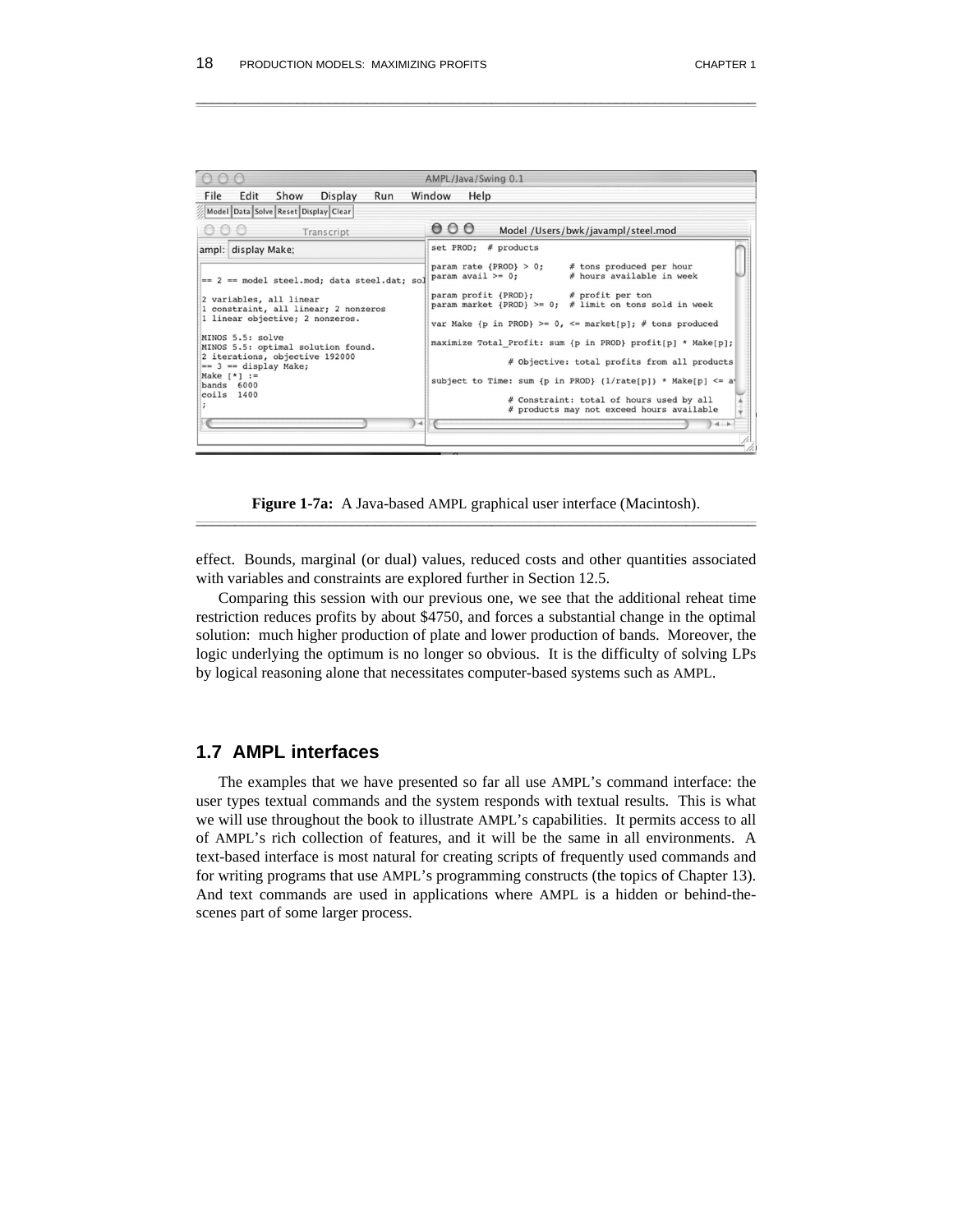**Figure 1-7a:** A Java-based AMPL graphical user interface (Macintosh).

effect. Bounds, marginal (or dual) values, reduced costs and other quantities associated with variables and constraints are explored further in Section 12.5.

Comparing this session with our previous one, we see that the additional reheat time restriction reduces profits by about $4750, and forces a substantial change in the optimal solution: much higher production of plate and lower production of bands. Moreover, the logic underlying the optimum is no longer so obvious. It is the difficulty of solving LPs by logical reasoning alone that necessitates computer-based systems such as AMPL.

## 1.7 AMPL interfaces

The examples that we have presented so far all use AMPL's command interface: the user types textual commands and the system responds with textual results. This is what we will use throughout the book to illustrate AMPL's capabilities. It permits access to all of AMPL's rich collection of features, and it will be the same in all environments. A text-based interface is most natural for creating scripts of frequently used commands and for writing programs that use AMPL's programming constructs (the topics of Chapter 13). And text commands are used in applications where AMPL is a hidden or behind-the-scenes part of some larger process.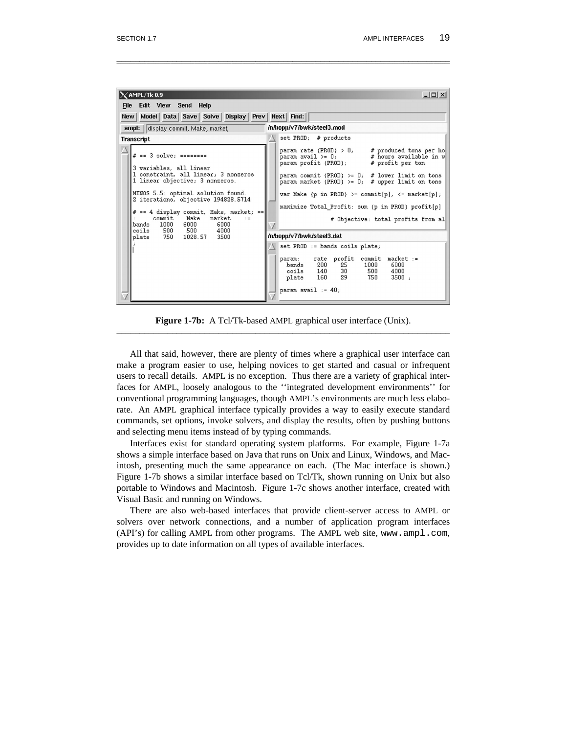**Figure 1-7b:** A Tcl/Tk-based AMPL graphical user interface (Unix).

All that said, however, there are plenty of times where a graphical user interface can make a program easier to use, helping novices to get started and casual or infrequent users to recall details. AMPL is no exception. Thus there are a variety of graphical interfaces for AMPL, loosely analogous to the ''integrated development environments'' for conventional programming languages, though AMPL's environments are much less elaborate. An AMPL graphical interface typically provides a way to easily execute standard commands, set options, invoke solvers, and display the results, often by pushing buttons and selecting menu items instead of by typing commands.

Interfaces exist for standard operating system platforms. For example, Figure 1-7a shows a simple interface based on Java that runs on Unix and Linux, Windows, and Macintosh, presenting much the same appearance on each. (The Mac interface is shown.) Figure 1-7b shows a similar interface based on Tcl/Tk, shown running on Unix but also portable to Windows and Macintosh. Figure 1-7c shows another interface, created with Visual Basic and running on Windows.

There are also web-based interfaces that provide client-server access to AMPL or solvers over network connections, and a number of application program interfaces (API's) for calling AMPL from other programs. The AMPL web site, `www.ampl.com`, provides up to date information on all types of available interfaces.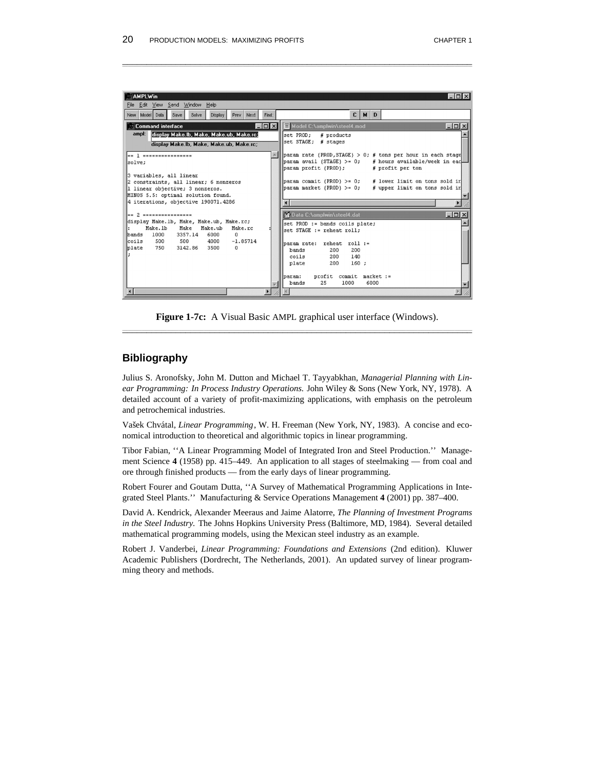Figure 1-7c: A Visual Basic AMPL graphical user interface (Windows).

## Bibliography

Julius S. Aronofsky, John M. Dutton and Michael T. Tayyabkhan, *Managerial Planning with Linear Programming: In Process Industry Operations.* John Wiley & Sons (New York, NY, 1978). A detailed account of a variety of profit-maximizing applications, with emphasis on the petroleum and petrochemical industries.

Vašek Chvátal, *Linear Programming*, W. H. Freeman (New York, NY, 1983). A concise and economical introduction to theoretical and algorithmic topics in linear programming.

Tibor Fabian, ''A Linear Programming Model of Integrated Iron and Steel Production.'' Management Science **4** (1958) pp. 415–449. An application to all stages of steelmaking — from coal and ore through finished products — from the early days of linear programming.

Robert Fourer and Goutam Dutta, ''A Survey of Mathematical Programming Applications in Integrated Steel Plants.'' Manufacturing & Service Operations Management **4** (2001) pp. 387–400.

David A. Kendrick, Alexander Meeraus and Jaime Alatorre, *The Planning of Investment Programs in the Steel Industry.* The Johns Hopkins University Press (Baltimore, MD, 1984). Several detailed mathematical programming models, using the Mexican steel industry as an example.

Robert J. Vanderbei, *Linear Programming: Foundations and Extensions* (2nd edition). Kluwer Academic Publishers (Dordrecht, The Netherlands, 2001). An updated survey of linear programming theory and methods.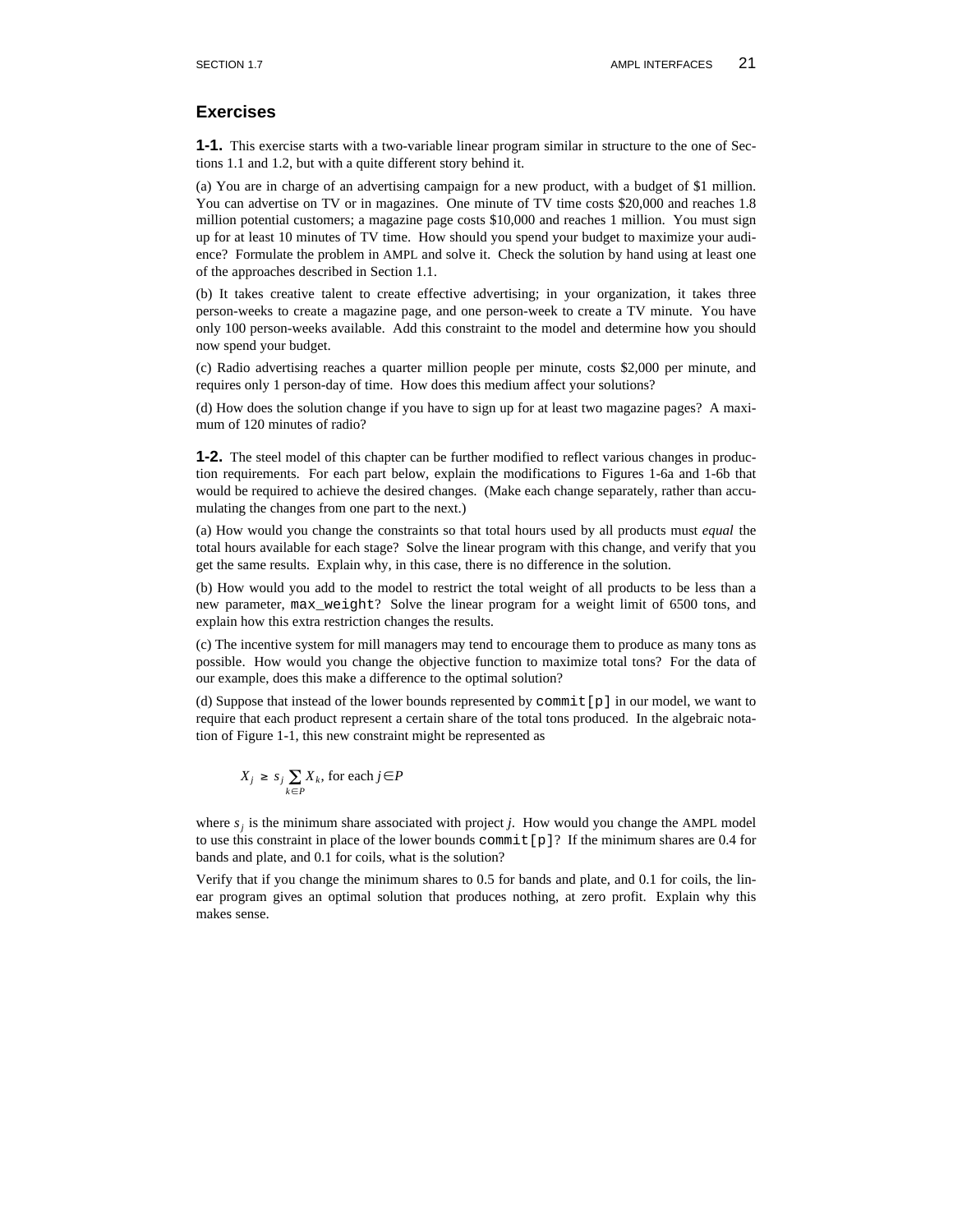## Exercises

**1-1.** This exercise starts with a two-variable linear program similar in structure to the one of Sections 1.1 and 1.2, but with a quite different story behind it.

(a) You are in charge of an advertising campaign for a new product, with a budget of $1 million. You can advertise on TV or in magazines. One minute of TV time costs $20,000 and reaches 1.8 million potential customers; a magazine page costs $10,000 and reaches 1 million. You must sign up for at least 10 minutes of TV time. How should you spend your budget to maximize your audience? Formulate the problem in AMPL and solve it. Check the solution by hand using at least one of the approaches described in Section 1.1.

(b) It takes creative talent to create effective advertising; in your organization, it takes three person-weeks to create a magazine page, and one person-week to create a TV minute. You have only 100 person-weeks available. Add this constraint to the model and determine how you should now spend your budget.

(c) Radio advertising reaches a quarter million people per minute, costs $2,000 per minute, and requires only 1 person-day of time. How does this medium affect your solutions?

(d) How does the solution change if you have to sign up for at least two magazine pages? A maximum of 120 minutes of radio?

**1-2.** The steel model of this chapter can be further modified to reflect various changes in production requirements. For each part below, explain the modifications to Figures 1-6a and 1-6b that would be required to achieve the desired changes. (Make each change separately, rather than accumulating the changes from one part to the next.)

(a) How would you change the constraints so that total hours used by all products must *equal* the total hours available for each stage? Solve the linear program with this change, and verify that you get the same results. Explain why, in this case, there is no difference in the solution.

(b) How would you add to the model to restrict the total weight of all products to be less than a new parameter, `max_weight`? Solve the linear program for a weight limit of 6500 tons, and explain how this extra restriction changes the results.

(c) The incentive system for mill managers may tend to encourage them to produce as many tons as possible. How would you change the objective function to maximize total tons? For the data of our example, does this make a difference to the optimal solution?

(d) Suppose that instead of the lower bounds represented by `commit[p]` in our model, we want to require that each product represent a certain share of the total tons produced. In the algebraic notation of Figure 1-1, this new constraint might be represented as

$$X_j \geq s_j \sum_{k \in P} X_k, \text{ for each } j \in P$$

where $s_j$ is the minimum share associated with project $j$. How would you change the AMPL model to use this constraint in place of the lower bounds `commit[p]`? If the minimum shares are 0.4 for bands and plate, and 0.1 for coils, what is the solution?

Verify that if you change the minimum shares to 0.5 for bands and plate, and 0.1 for coils, the linear program gives an optimal solution that produces nothing, at zero profit. Explain why this makes sense.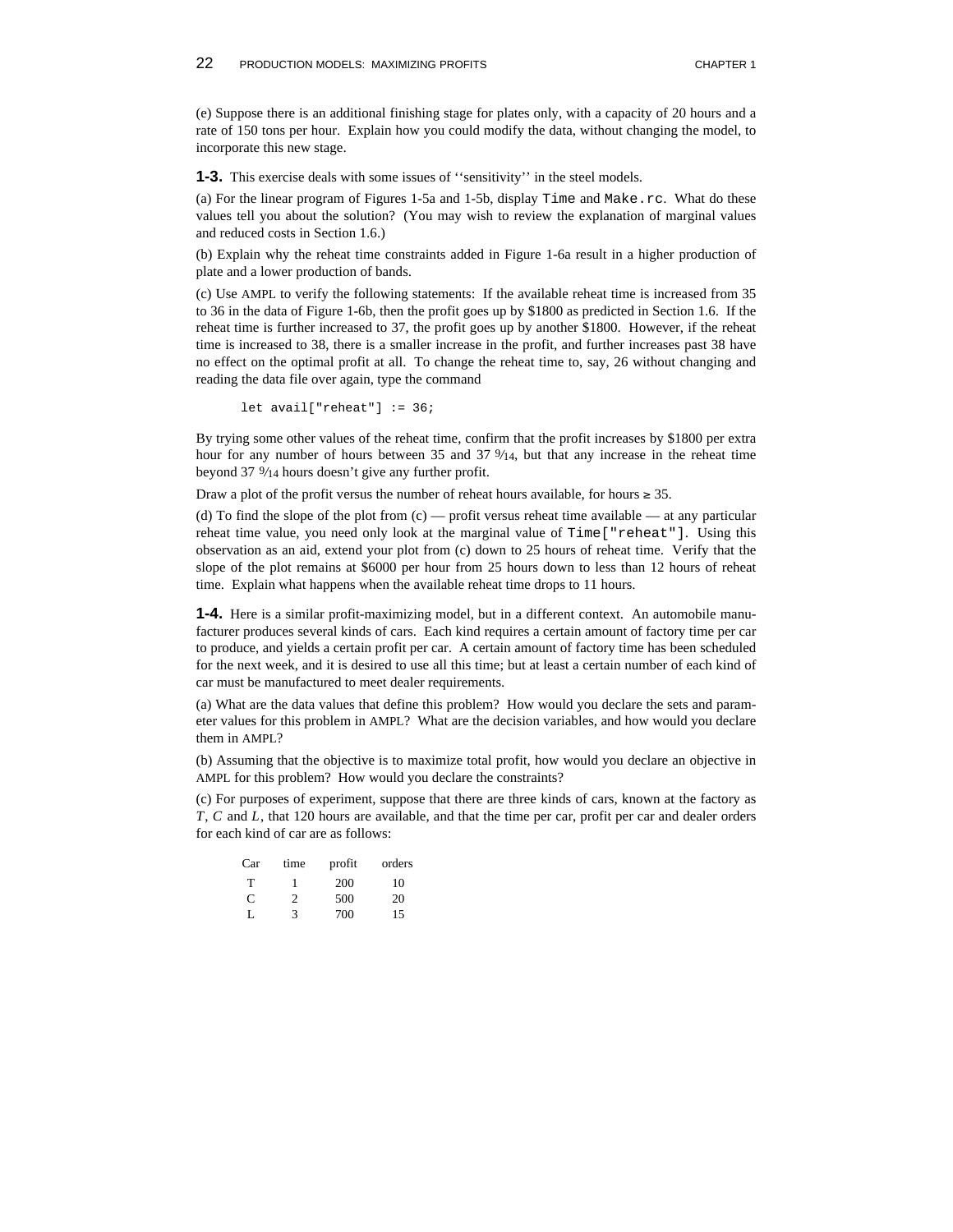(e) Suppose there is an additional finishing stage for plates only, with a capacity of 20 hours and a rate of 150 tons per hour. Explain how you could modify the data, without changing the model, to incorporate this new stage.

**1-3.** This exercise deals with some issues of ''sensitivity'' in the steel models.

(a) For the linear program of Figures 1-5a and 1-5b, display `Time` and `Make.rc`. What do these values tell you about the solution? (You may wish to review the explanation of marginal values and reduced costs in Section 1.6.)

(b) Explain why the reheat time constraints added in Figure 1-6a result in a higher production of plate and a lower production of bands.

(c) Use AMPL to verify the following statements: If the available reheat time is increased from 35 to 36 in the data of Figure 1-6b, then the profit goes up by $1800 as predicted in Section 1.6. If the reheat time is further increased to 37, the profit goes up by another $1800. However, if the reheat time is increased to 38, there is a smaller increase in the profit, and further increases past 38 have no effect on the optimal profit at all. To change the reheat time to, say, 26 without changing and reading the data file over again, type the command

```
let avail["reheat"] := 36;
```

By trying some other values of the reheat time, confirm that the profit increases by $1800 per extra hour for any number of hours between 35 and 37 9⁄14, but that any increase in the reheat time beyond 37 9⁄14 hours doesn't give any further profit.

Draw a plot of the profit versus the number of reheat hours available, for hours ≥ 35.

(d) To find the slope of the plot from (c) — profit versus reheat time available — at any particular reheat time value, you need only look at the marginal value of `Time["reheat"]`. Using this observation as an aid, extend your plot from (c) down to 25 hours of reheat time. Verify that the slope of the plot remains at $6000 per hour from 25 hours down to less than 12 hours of reheat time. Explain what happens when the available reheat time drops to 11 hours.

**1-4.** Here is a similar profit-maximizing model, but in a different context. An automobile manufacturer produces several kinds of cars. Each kind requires a certain amount of factory time per car to produce, and yields a certain profit per car. A certain amount of factory time has been scheduled for the next week, and it is desired to use all this time; but at least a certain number of each kind of car must be manufactured to meet dealer requirements.

(a) What are the data values that define this problem? How would you declare the sets and parameter values for this problem in AMPL? What are the decision variables, and how would you declare them in AMPL?

(b) Assuming that the objective is to maximize total profit, how would you declare an objective in AMPL for this problem? How would you declare the constraints?

(c) For purposes of experiment, suppose that there are three kinds of cars, known at the factory as *T*, *C* and *L*, that 120 hours are available, and that the time per car, profit per car and dealer orders for each kind of car are as follows:

| Car | time | profit | orders |
|---|---|---|---|
| T | 1 | 200 | 10 |
| C | 2 | 500 | 20 |
| L | 3 | 700 | 15 |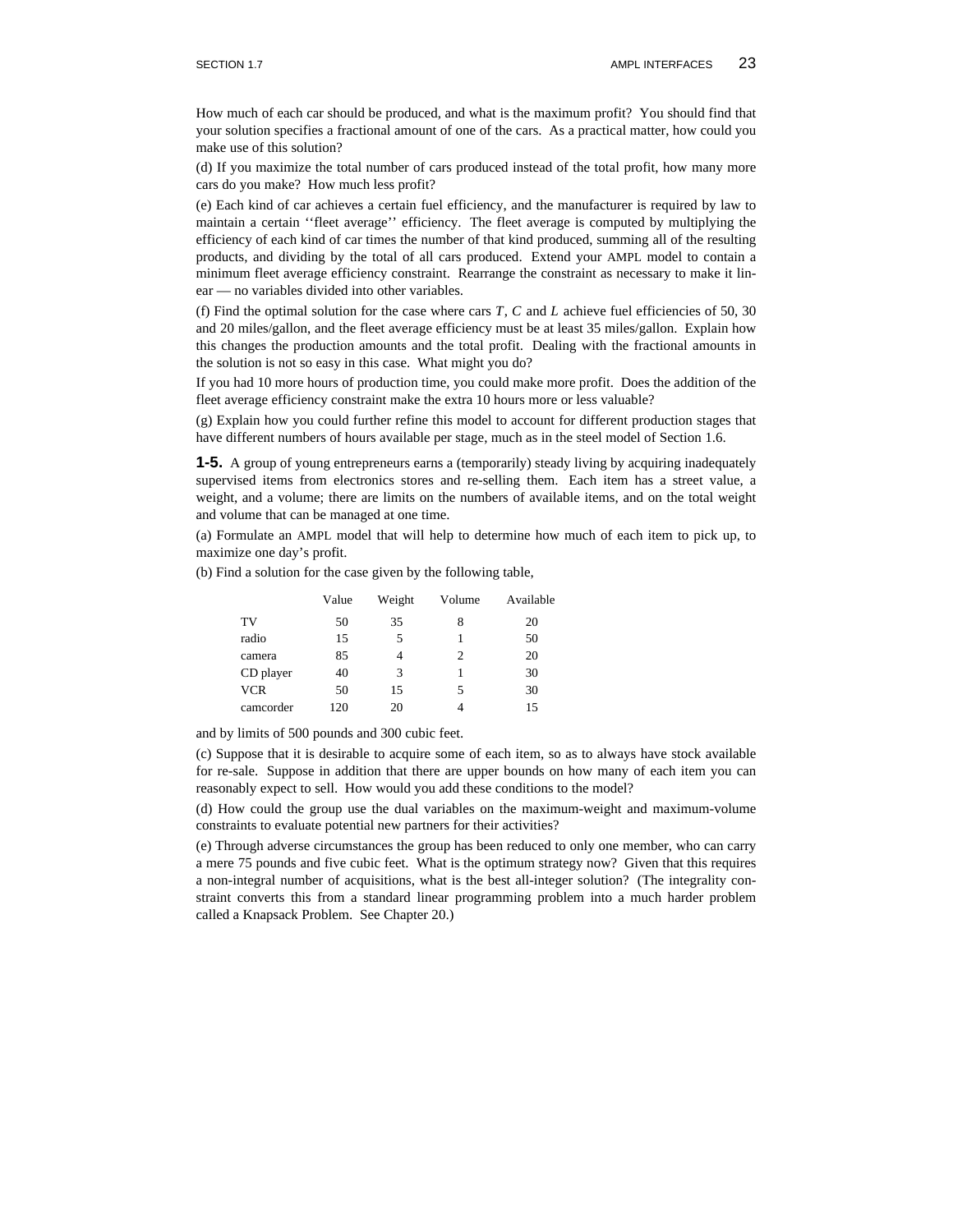How much of each car should be produced, and what is the maximum profit? You should find that your solution specifies a fractional amount of one of the cars. As a practical matter, how could you make use of this solution?

(d) If you maximize the total number of cars produced instead of the total profit, how many more cars do you make? How much less profit?

(e) Each kind of car achieves a certain fuel efficiency, and the manufacturer is required by law to maintain a certain ''fleet average'' efficiency. The fleet average is computed by multiplying the efficiency of each kind of car times the number of that kind produced, summing all of the resulting products, and dividing by the total of all cars produced. Extend your AMPL model to contain a minimum fleet average efficiency constraint. Rearrange the constraint as necessary to make it linear — no variables divided into other variables.

(f) Find the optimal solution for the case where cars $T$, $C$ and $L$ achieve fuel efficiencies of 50, 30 and 20 miles/gallon, and the fleet average efficiency must be at least 35 miles/gallon. Explain how this changes the production amounts and the total profit. Dealing with the fractional amounts in the solution is not so easy in this case. What might you do?

If you had 10 more hours of production time, you could make more profit. Does the addition of the fleet average efficiency constraint make the extra 10 hours more or less valuable?

(g) Explain how you could further refine this model to account for different production stages that have different numbers of hours available per stage, much as in the steel model of Section 1.6.

**1-5.** A group of young entrepreneurs earns a (temporarily) steady living by acquiring inadequately supervised items from electronics stores and re-selling them. Each item has a street value, a weight, and a volume; there are limits on the numbers of available items, and on the total weight and volume that can be managed at one time.

(a) Formulate an AMPL model that will help to determine how much of each item to pick up, to maximize one day's profit.

(b) Find a solution for the case given by the following table,

| | Value | Weight | Volume | Available |
|---|---|---|---|---|
| TV | 50 | 35 | 8 | 20 |
| radio | 15 | 5 | 1 | 50 |
| camera | 85 | 4 | 2 | 20 |
| CD player | 40 | 3 | 1 | 30 |
| VCR | 50 | 15 | 5 | 30 |
| camcorder | 120 | 20 | 4 | 15 |

and by limits of 500 pounds and 300 cubic feet.

(c) Suppose that it is desirable to acquire some of each item, so as to always have stock available for re-sale. Suppose in addition that there are upper bounds on how many of each item you can reasonably expect to sell. How would you add these conditions to the model?

(d) How could the group use the dual variables on the maximum-weight and maximum-volume constraints to evaluate potential new partners for their activities?

(e) Through adverse circumstances the group has been reduced to only one member, who can carry a mere 75 pounds and five cubic feet. What is the optimum strategy now? Given that this requires a non-integral number of acquisitions, what is the best all-integer solution? (The integrality constraint converts this from a standard linear programming problem into a much harder problem called a Knapsack Problem. See Chapter 20.)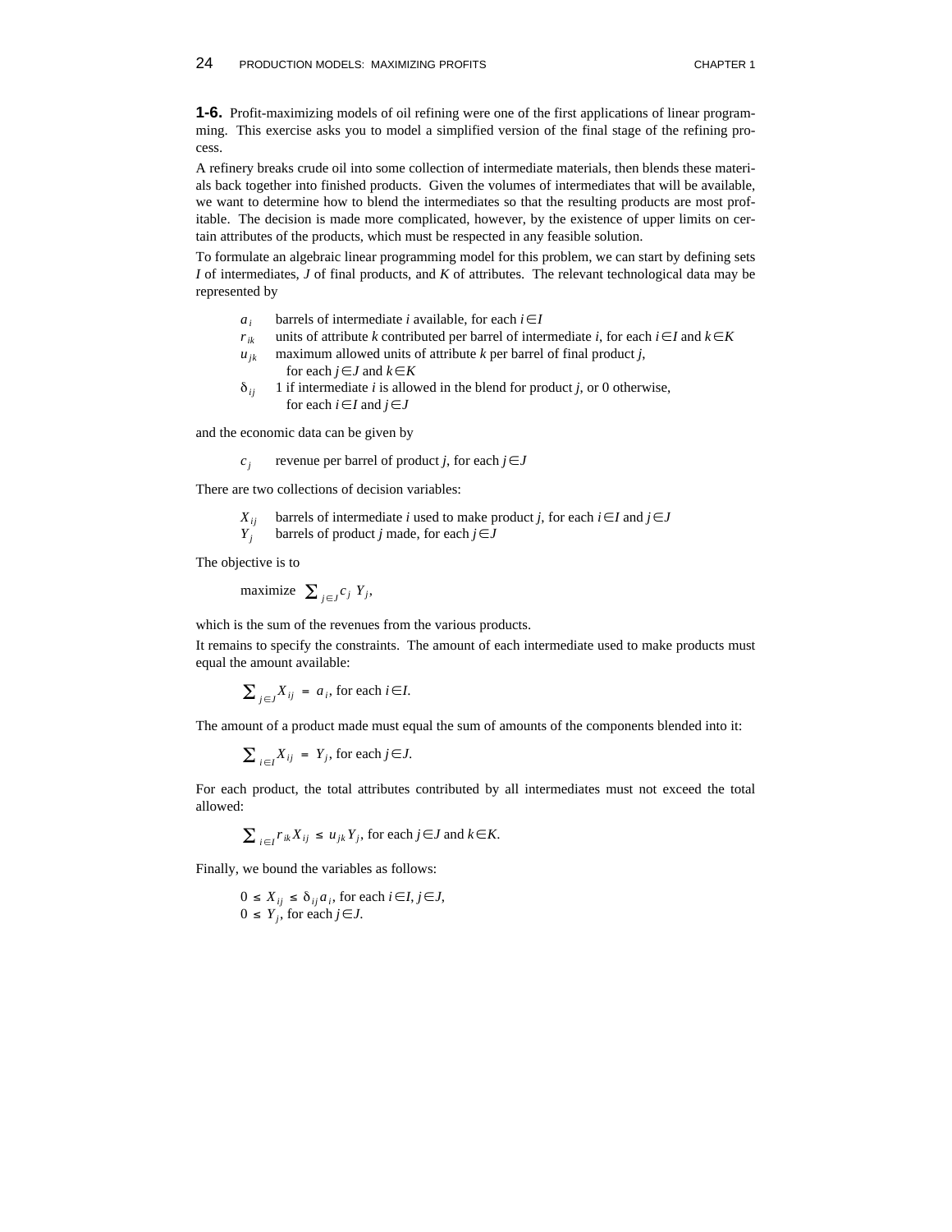**1-6.** Profit-maximizing models of oil refining were one of the first applications of linear programming. This exercise asks you to model a simplified version of the final stage of the refining process.

A refinery breaks crude oil into some collection of intermediate materials, then blends these materials back together into finished products. Given the volumes of intermediates that will be available, we want to determine how to blend the intermediates so that the resulting products are most profitable. The decision is made more complicated, however, by the existence of upper limits on certain attributes of the products, which must be respected in any feasible solution.

To formulate an algebraic linear programming model for this problem, we can start by defining sets $I$ of intermediates, $J$ of final products, and $K$ of attributes. The relevant technological data may be represented by

- $a_i$ barrels of intermediate $i$ available, for each $i \in I$
- $r_{ik}$ units of attribute $k$ contributed per barrel of intermediate $i$, for each $i \in I$ and $k \in K$
- $u_{jk}$ maximum allowed units of attribute $k$ per barrel of final product $j$, for each $j \in J$ and $k \in K$
- $\delta_{ij}$ 1 if intermediate $i$ is allowed in the blend for product $j$, or 0 otherwise, for each $i \in I$ and $j \in J$

and the economic data can be given by

- $c_j$ revenue per barrel of product $j$, for each $j \in J$

There are two collections of decision variables:

- $X_{ij}$ barrels of intermediate $i$ used to make product $j$, for each $i \in I$ and $j \in J$
- $Y_j$ barrels of product $j$ made, for each $j \in J$

The objective is to

$$\text{maximize } \sum_{j \in J} c_j \, Y_j,$$

which is the sum of the revenues from the various products.

It remains to specify the constraints. The amount of each intermediate used to make products must equal the amount available:

$$\sum_{j \in J} X_{ij} = a_i, \text{ for each } i \in I.$$

The amount of a product made must equal the sum of amounts of the components blended into it:

$$\sum_{i \in I} X_{ij} = Y_j, \text{ for each } j \in J.$$

For each product, the total attributes contributed by all intermediates must not exceed the total allowed:

$$\sum_{i \in I} r_{ik} X_{ij} \le u_{jk} Y_j, \text{ for each } j \in J \text{ and } k \in K.$$

Finally, we bound the variables as follows:

$$0 \le X_{ij} \le \delta_{ij} a_i, \text{ for each } i \in I, j \in J,$$
$$0 \le Y_j, \text{ for each } j \in J.$$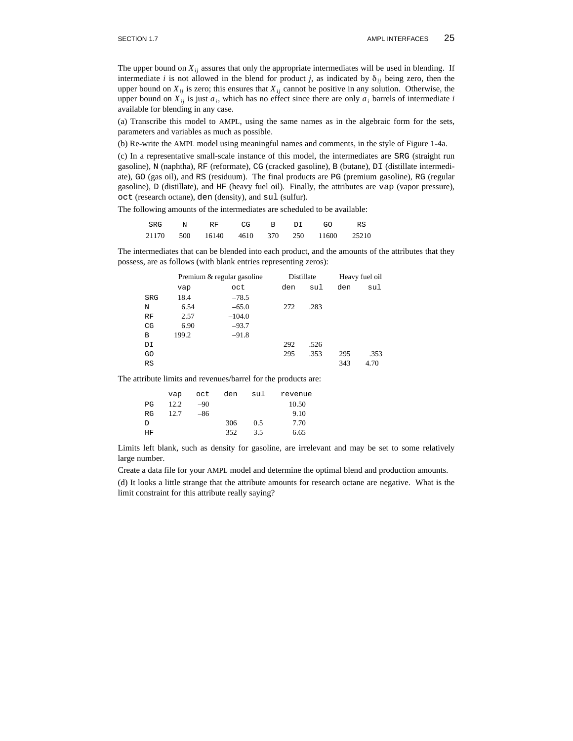The upper bound on $X_{ij}$ assures that only the appropriate intermediates will be used in blending. If intermediate $i$ is not allowed in the blend for product $j$, as indicated by $\delta_{ij}$ being zero, then the upper bound on $X_{ij}$ is zero; this ensures that $X_{ij}$ cannot be positive in any solution. Otherwise, the upper bound on $X_{ij}$ is just $a_i$, which has no effect since there are only $a_i$ barrels of intermediate $i$ available for blending in any case.

(a) Transcribe this model to AMPL, using the same names as in the algebraic form for the sets, parameters and variables as much as possible.

(b) Re-write the AMPL model using meaningful names and comments, in the style of Figure 1-4a.

(c) In a representative small-scale instance of this model, the intermediates are `SRG` (straight run gasoline), `N` (naphtha), `RF` (reformate), `CG` (cracked gasoline), `B` (butane), `DI` (distillate intermediate), `GO` (gas oil), and `RS` (residuum). The final products are `PG` (premium gasoline), `RG` (regular gasoline), `D` (distillate), and `HF` (heavy fuel oil). Finally, the attributes are `vap` (vapor pressure), `oct` (research octane), `den` (density), and `sul` (sulfur).

The following amounts of the intermediates are scheduled to be available:

| SRG | N | RF | CG | B | DI | GO | RS |
|---|---|---|---|---|---|---|---|
| 21170 | 500 | 16140 | 4610 | 370 | 250 | 11600 | 25210 |

The intermediates that can be blended into each product, and the amounts of the attributes that they possess, are as follows (with blank entries representing zeros):

| | Premium & regular gasoline | | Distillate | | Heavy fuel oil | |
|---|---|---|---|---|---|---|
| | vap | oct | den | sul | den | sul |
| SRG | 18.4 | –78.5 | | | | |
| N | 6.54 | –65.0 | 272 | .283 | | |
| RF | 2.57 | –104.0 | | | | |
| CG | 6.90 | –93.7 | | | | |
| B | 199.2 | –91.8 | | | | |
| DI | | | 292 | .526 | | |
| GO | | | 295 | .353 | 295 | .353 |
| RS | | | | | 343 | 4.70 |

The attribute limits and revenues/barrel for the products are:

| | vap | oct | den | sul | revenue |
|---|---|---|---|---|---|
| PG | 12.2 | –90 | | | 10.50 |
| RG | 12.7 | –86 | | | 9.10 |
| D | | | 306 | 0.5 | 7.70 |
| HF | | | 352 | 3.5 | 6.65 |

Limits left blank, such as density for gasoline, are irrelevant and may be set to some relatively large number.

Create a data file for your AMPL model and determine the optimal blend and production amounts.

(d) It looks a little strange that the attribute amounts for research octane are negative. What is the limit constraint for this attribute really saying?